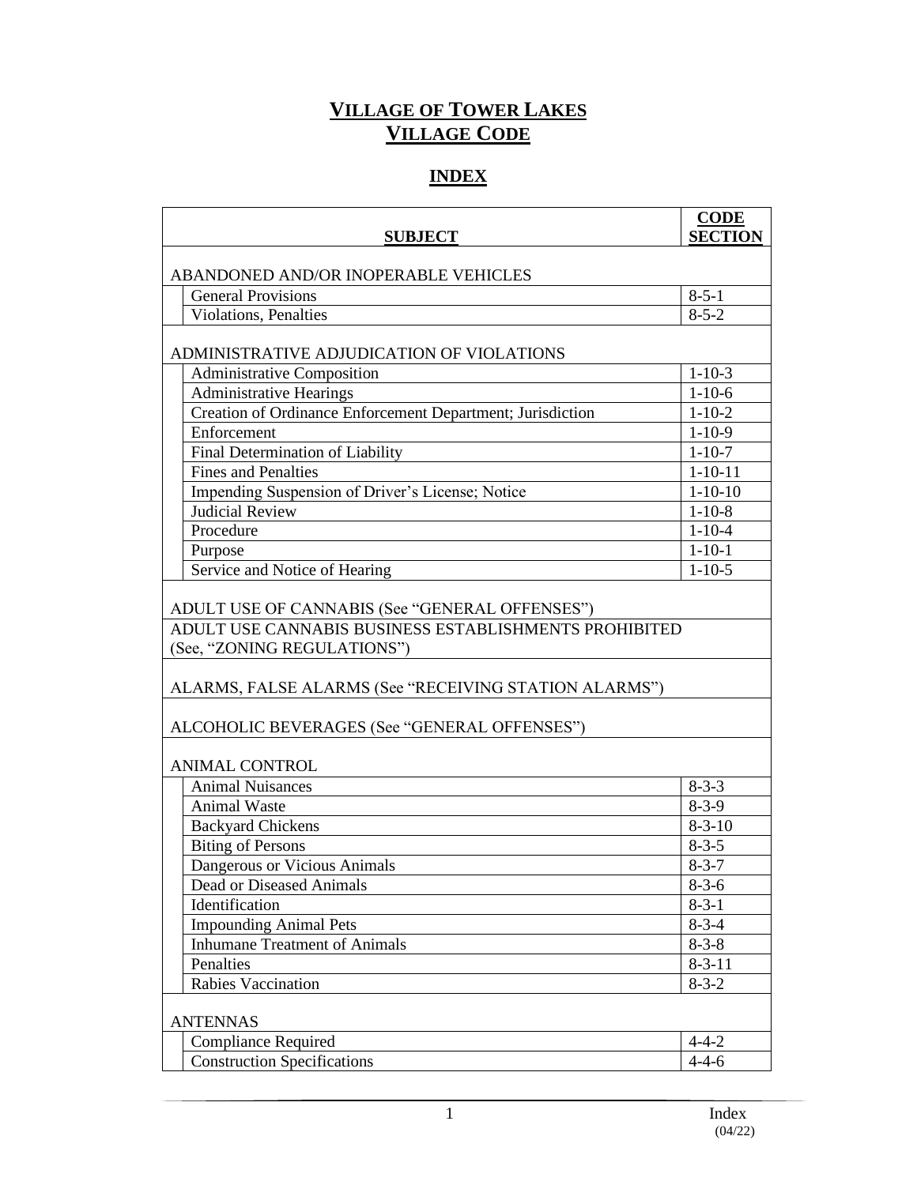# VILLAGE OF TOWER LAKES
# VILLAGE CODE

## INDEX

| SUBJECT | CODE SECTION |
|---|---|
| ABANDONED AND/OR INOPERABLE VEHICLES | |
| General Provisions | 8-5-1 |
| Violations, Penalties | 8-5-2 |
| ADMINISTRATIVE ADJUDICATION OF VIOLATIONS | |
| Administrative Composition | 1-10-3 |
| Administrative Hearings | 1-10-6 |
| Creation of Ordinance Enforcement Department; Jurisdiction | 1-10-2 |
| Enforcement | 1-10-9 |
| Final Determination of Liability | 1-10-7 |
| Fines and Penalties | 1-10-11 |
| Impending Suspension of Driver's License; Notice | 1-10-10 |
| Judicial Review | 1-10-8 |
| Procedure | 1-10-4 |
| Purpose | 1-10-1 |
| Service and Notice of Hearing | 1-10-5 |
| ADULT USE OF CANNABIS (See "GENERAL OFFENSES") | |
| ADULT USE CANNABIS BUSINESS ESTABLISHMENTS PROHIBITED (See, "ZONING REGULATIONS") | |
| ALARMS, FALSE ALARMS (See "RECEIVING STATION ALARMS") | |
| ALCOHOLIC BEVERAGES (See "GENERAL OFFENSES") | |
| ANIMAL CONTROL | |
| Animal Nuisances | 8-3-3 |
| Animal Waste | 8-3-9 |
| Backyard Chickens | 8-3-10 |
| Biting of Persons | 8-3-5 |
| Dangerous or Vicious Animals | 8-3-7 |
| Dead or Diseased Animals | 8-3-6 |
| Identification | 8-3-1 |
| Impounding Animal Pets | 8-3-4 |
| Inhumane Treatment of Animals | 8-3-8 |
| Penalties | 8-3-11 |
| Rabies Vaccination | 8-3-2 |
| ANTENNAS | |
| Compliance Required | 4-4-2 |
| Construction Specifications | 4-4-6 |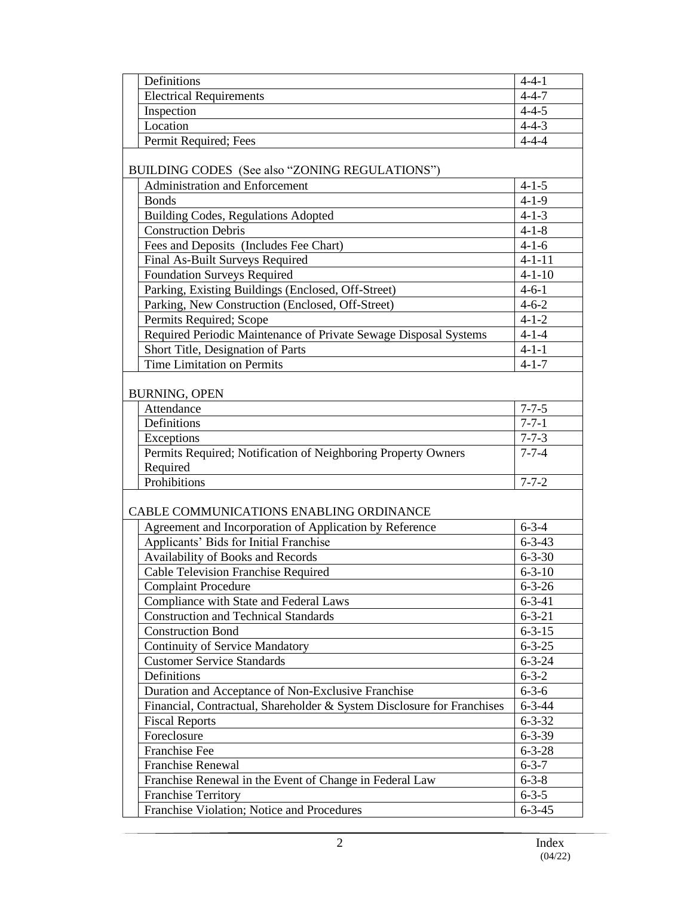| | |
|---|---|
| Definitions | 4-4-1 |
| Electrical Requirements | 4-4-7 |
| Inspection | 4-4-5 |
| Location | 4-4-3 |
| Permit Required; Fees | 4-4-4 |

BUILDING CODES (See also "ZONING REGULATIONS")

| | |
|---|---|
| Administration and Enforcement | 4-1-5 |
| Bonds | 4-1-9 |
| Building Codes, Regulations Adopted | 4-1-3 |
| Construction Debris | 4-1-8 |
| Fees and Deposits (Includes Fee Chart) | 4-1-6 |
| Final As-Built Surveys Required | 4-1-11 |
| Foundation Surveys Required | 4-1-10 |
| Parking, Existing Buildings (Enclosed, Off-Street) | 4-6-1 |
| Parking, New Construction (Enclosed, Off-Street) | 4-6-2 |
| Permits Required; Scope | 4-1-2 |
| Required Periodic Maintenance of Private Sewage Disposal Systems | 4-1-4 |
| Short Title, Designation of Parts | 4-1-1 |
| Time Limitation on Permits | 4-1-7 |

BURNING, OPEN

| | |
|---|---|
| Attendance | 7-7-5 |
| Definitions | 7-7-1 |
| Exceptions | 7-7-3 |
| Permits Required; Notification of Neighboring Property Owners Required | 7-7-4 |
| Prohibitions | 7-7-2 |

CABLE COMMUNICATIONS ENABLING ORDINANCE

| | |
|---|---|
| Agreement and Incorporation of Application by Reference | 6-3-4 |
| Applicants' Bids for Initial Franchise | 6-3-43 |
| Availability of Books and Records | 6-3-30 |
| Cable Television Franchise Required | 6-3-10 |
| Complaint Procedure | 6-3-26 |
| Compliance with State and Federal Laws | 6-3-41 |
| Construction and Technical Standards | 6-3-21 |
| Construction Bond | 6-3-15 |
| Continuity of Service Mandatory | 6-3-25 |
| Customer Service Standards | 6-3-24 |
| Definitions | 6-3-2 |
| Duration and Acceptance of Non-Exclusive Franchise | 6-3-6 |
| Financial, Contractual, Shareholder & System Disclosure for Franchises | 6-3-44 |
| Fiscal Reports | 6-3-32 |
| Foreclosure | 6-3-39 |
| Franchise Fee | 6-3-28 |
| Franchise Renewal | 6-3-7 |
| Franchise Renewal in the Event of Change in Federal Law | 6-3-8 |
| Franchise Territory | 6-3-5 |
| Franchise Violation; Notice and Procedures | 6-3-45 |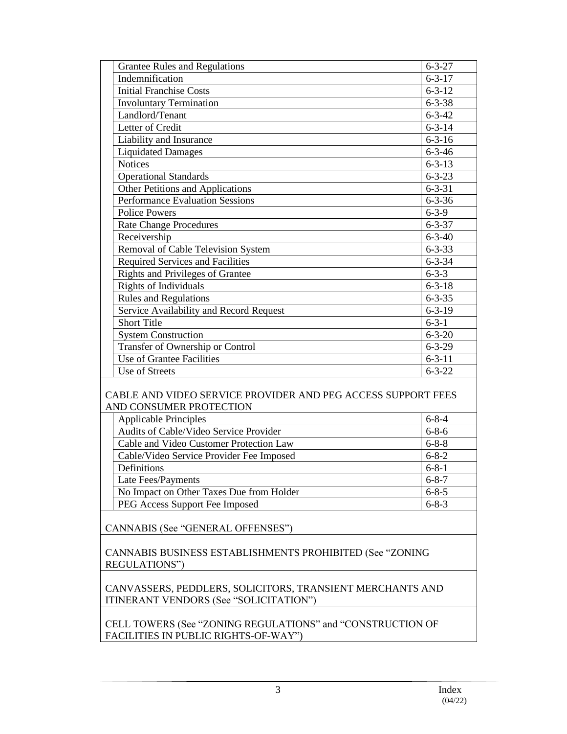| | |
|---|---|
| Grantee Rules and Regulations | 6-3-27 |
| Indemnification | 6-3-17 |
| Initial Franchise Costs | 6-3-12 |
| Involuntary Termination | 6-3-38 |
| Landlord/Tenant | 6-3-42 |
| Letter of Credit | 6-3-14 |
| Liability and Insurance | 6-3-16 |
| Liquidated Damages | 6-3-46 |
| Notices | 6-3-13 |
| Operational Standards | 6-3-23 |
| Other Petitions and Applications | 6-3-31 |
| Performance Evaluation Sessions | 6-3-36 |
| Police Powers | 6-3-9 |
| Rate Change Procedures | 6-3-37 |
| Receivership | 6-3-40 |
| Removal of Cable Television System | 6-3-33 |
| Required Services and Facilities | 6-3-34 |
| Rights and Privileges of Grantee | 6-3-3 |
| Rights of Individuals | 6-3-18 |
| Rules and Regulations | 6-3-35 |
| Service Availability and Record Request | 6-3-19 |
| Short Title | 6-3-1 |
| System Construction | 6-3-20 |
| Transfer of Ownership or Control | 6-3-29 |
| Use of Grantee Facilities | 6-3-11 |
| Use of Streets | 6-3-22 |

CABLE AND VIDEO SERVICE PROVIDER AND PEG ACCESS SUPPORT FEES AND CONSUMER PROTECTION

| | |
|---|---|
| Applicable Principles | 6-8-4 |
| Audits of Cable/Video Service Provider | 6-8-6 |
| Cable and Video Customer Protection Law | 6-8-8 |
| Cable/Video Service Provider Fee Imposed | 6-8-2 |
| Definitions | 6-8-1 |
| Late Fees/Payments | 6-8-7 |
| No Impact on Other Taxes Due from Holder | 6-8-5 |
| PEG Access Support Fee Imposed | 6-8-3 |

CANNABIS (See "GENERAL OFFENSES")

CANNABIS BUSINESS ESTABLISHMENTS PROHIBITED (See "ZONING REGULATIONS")

CANVASSERS, PEDDLERS, SOLICITORS, TRANSIENT MERCHANTS AND ITINERANT VENDORS (See "SOLICITATION")

CELL TOWERS (See "ZONING REGULATIONS" and "CONSTRUCTION OF FACILITIES IN PUBLIC RIGHTS-OF-WAY")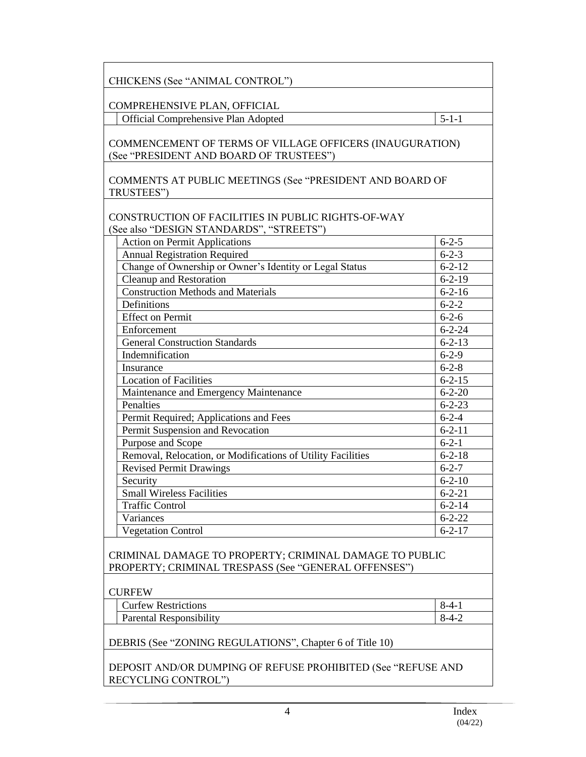CHICKENS (See "ANIMAL CONTROL")

COMPREHENSIVE PLAN, OFFICIAL

| | |
|---|---|
| Official Comprehensive Plan Adopted | 5-1-1 |

COMMENCEMENT OF TERMS OF VILLAGE OFFICERS (INAUGURATION) (See "PRESIDENT AND BOARD OF TRUSTEES")

COMMENTS AT PUBLIC MEETINGS (See "PRESIDENT AND BOARD OF TRUSTEES")

CONSTRUCTION OF FACILITIES IN PUBLIC RIGHTS-OF-WAY (See also "DESIGN STANDARDS", "STREETS")

| | |
|---|---|
| Action on Permit Applications | 6-2-5 |
| Annual Registration Required | 6-2-3 |
| Change of Ownership or Owner's Identity or Legal Status | 6-2-12 |
| Cleanup and Restoration | 6-2-19 |
| Construction Methods and Materials | 6-2-16 |
| Definitions | 6-2-2 |
| Effect on Permit | 6-2-6 |
| Enforcement | 6-2-24 |
| General Construction Standards | 6-2-13 |
| Indemnification | 6-2-9 |
| Insurance | 6-2-8 |
| Location of Facilities | 6-2-15 |
| Maintenance and Emergency Maintenance | 6-2-20 |
| Penalties | 6-2-23 |
| Permit Required; Applications and Fees | 6-2-4 |
| Permit Suspension and Revocation | 6-2-11 |
| Purpose and Scope | 6-2-1 |
| Removal, Relocation, or Modifications of Utility Facilities | 6-2-18 |
| Revised Permit Drawings | 6-2-7 |
| Security | 6-2-10 |
| Small Wireless Facilities | 6-2-21 |
| Traffic Control | 6-2-14 |
| Variances | 6-2-22 |
| Vegetation Control | 6-2-17 |

CRIMINAL DAMAGE TO PROPERTY; CRIMINAL DAMAGE TO PUBLIC PROPERTY; CRIMINAL TRESPASS (See "GENERAL OFFENSES")

CURFEW

| | |
|---|---|
| Curfew Restrictions | 8-4-1 |
| Parental Responsibility | 8-4-2 |

DEBRIS (See "ZONING REGULATIONS", Chapter 6 of Title 10)

DEPOSIT AND/OR DUMPING OF REFUSE PROHIBITED (See "REFUSE AND RECYCLING CONTROL")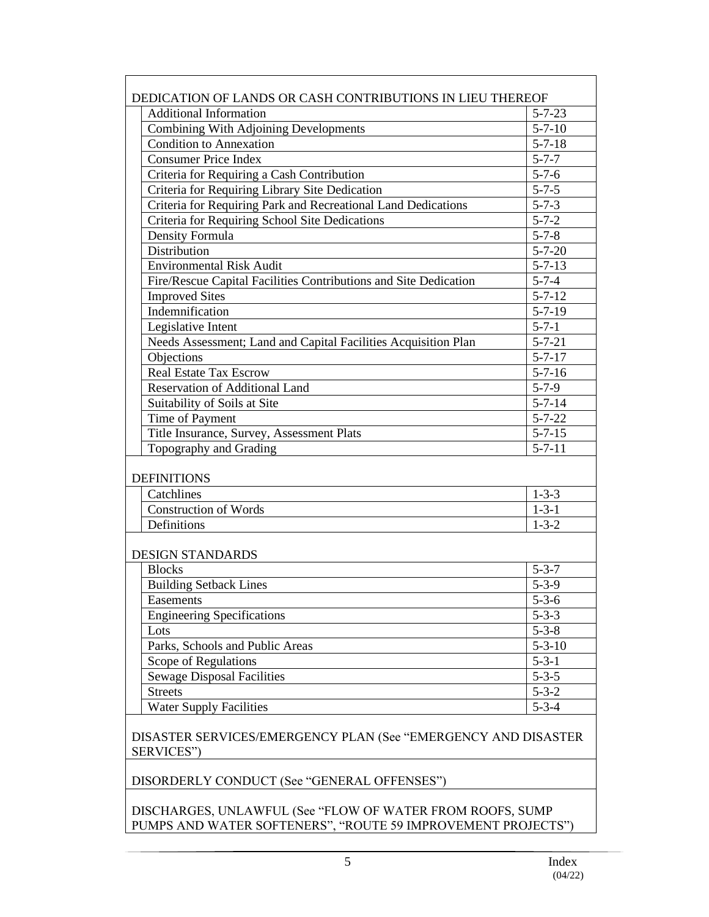DEDICATION OF LANDS OR CASH CONTRIBUTIONS IN LIEU THEREOF

| Topic | Section |
|---|---|
| Additional Information | 5-7-23 |
| Combining With Adjoining Developments | 5-7-10 |
| Condition to Annexation | 5-7-18 |
| Consumer Price Index | 5-7-7 |
| Criteria for Requiring a Cash Contribution | 5-7-6 |
| Criteria for Requiring Library Site Dedication | 5-7-5 |
| Criteria for Requiring Park and Recreational Land Dedications | 5-7-3 |
| Criteria for Requiring School Site Dedications | 5-7-2 |
| Density Formula | 5-7-8 |
| Distribution | 5-7-20 |
| Environmental Risk Audit | 5-7-13 |
| Fire/Rescue Capital Facilities Contributions and Site Dedication | 5-7-4 |
| Improved Sites | 5-7-12 |
| Indemnification | 5-7-19 |
| Legislative Intent | 5-7-1 |
| Needs Assessment; Land and Capital Facilities Acquisition Plan | 5-7-21 |
| Objections | 5-7-17 |
| Real Estate Tax Escrow | 5-7-16 |
| Reservation of Additional Land | 5-7-9 |
| Suitability of Soils at Site | 5-7-14 |
| Time of Payment | 5-7-22 |
| Title Insurance, Survey, Assessment Plats | 5-7-15 |
| Topography and Grading | 5-7-11 |

DEFINITIONS

| Topic | Section |
|---|---|
| Catchlines | 1-3-3 |
| Construction of Words | 1-3-1 |
| Definitions | 1-3-2 |

DESIGN STANDARDS

| Topic | Section |
|---|---|
| Blocks | 5-3-7 |
| Building Setback Lines | 5-3-9 |
| Easements | 5-3-6 |
| Engineering Specifications | 5-3-3 |
| Lots | 5-3-8 |
| Parks, Schools and Public Areas | 5-3-10 |
| Scope of Regulations | 5-3-1 |
| Sewage Disposal Facilities | 5-3-5 |
| Streets | 5-3-2 |
| Water Supply Facilities | 5-3-4 |

DISASTER SERVICES/EMERGENCY PLAN (See "EMERGENCY AND DISASTER SERVICES")

DISORDERLY CONDUCT (See "GENERAL OFFENSES")

DISCHARGES, UNLAWFUL (See "FLOW OF WATER FROM ROOFS, SUMP PUMPS AND WATER SOFTENERS", "ROUTE 59 IMPROVEMENT PROJECTS")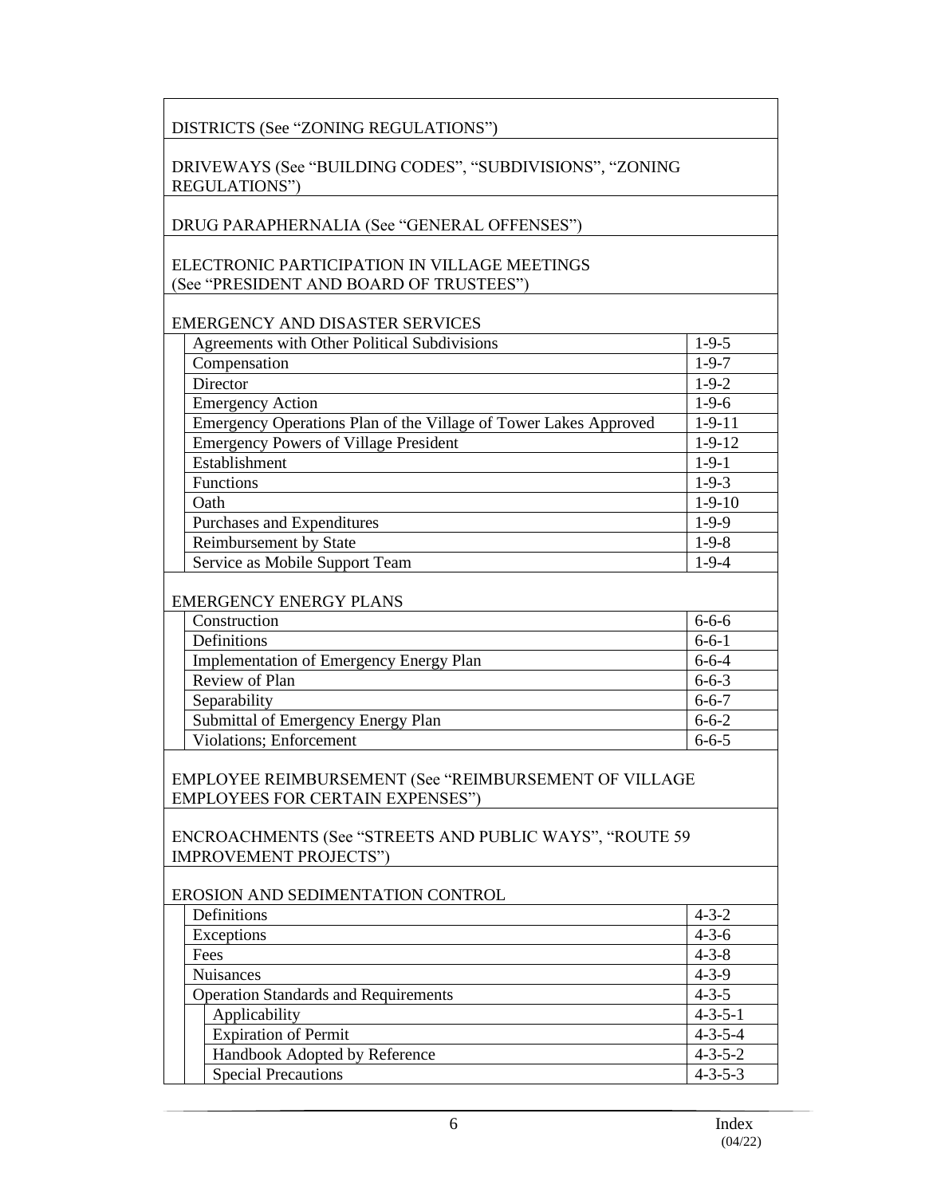| Index Entry | Section |
|---|---|
| DISTRICTS (See "ZONING REGULATIONS") | |
| DRIVEWAYS (See "BUILDING CODES", "SUBDIVISIONS", "ZONING REGULATIONS") | |
| DRUG PARAPHERNALIA (See "GENERAL OFFENSES") | |
| ELECTRONIC PARTICIPATION IN VILLAGE MEETINGS (See "PRESIDENT AND BOARD OF TRUSTEES") | |
| **EMERGENCY AND DISASTER SERVICES** | |
| Agreements with Other Political Subdivisions | 1-9-5 |
| Compensation | 1-9-7 |
| Director | 1-9-2 |
| Emergency Action | 1-9-6 |
| Emergency Operations Plan of the Village of Tower Lakes Approved | 1-9-11 |
| Emergency Powers of Village President | 1-9-12 |
| Establishment | 1-9-1 |
| Functions | 1-9-3 |
| Oath | 1-9-10 |
| Purchases and Expenditures | 1-9-9 |
| Reimbursement by State | 1-9-8 |
| Service as Mobile Support Team | 1-9-4 |
| **EMERGENCY ENERGY PLANS** | |
| Construction | 6-6-6 |
| Definitions | 6-6-1 |
| Implementation of Emergency Energy Plan | 6-6-4 |
| Review of Plan | 6-6-3 |
| Separability | 6-6-7 |
| Submittal of Emergency Energy Plan | 6-6-2 |
| Violations; Enforcement | 6-6-5 |
| EMPLOYEE REIMBURSEMENT (See "REIMBURSEMENT OF VILLAGE EMPLOYEES FOR CERTAIN EXPENSES") | |
| ENCROACHMENTS (See "STREETS AND PUBLIC WAYS", "ROUTE 59 IMPROVEMENT PROJECTS") | |
| **EROSION AND SEDIMENTATION CONTROL** | |
| Definitions | 4-3-2 |
| Exceptions | 4-3-6 |
| Fees | 4-3-8 |
| Nuisances | 4-3-9 |
| Operation Standards and Requirements | 4-3-5 |
| Applicability | 4-3-5-1 |
| Expiration of Permit | 4-3-5-4 |
| Handbook Adopted by Reference | 4-3-5-2 |
| Special Precautions | 4-3-5-3 |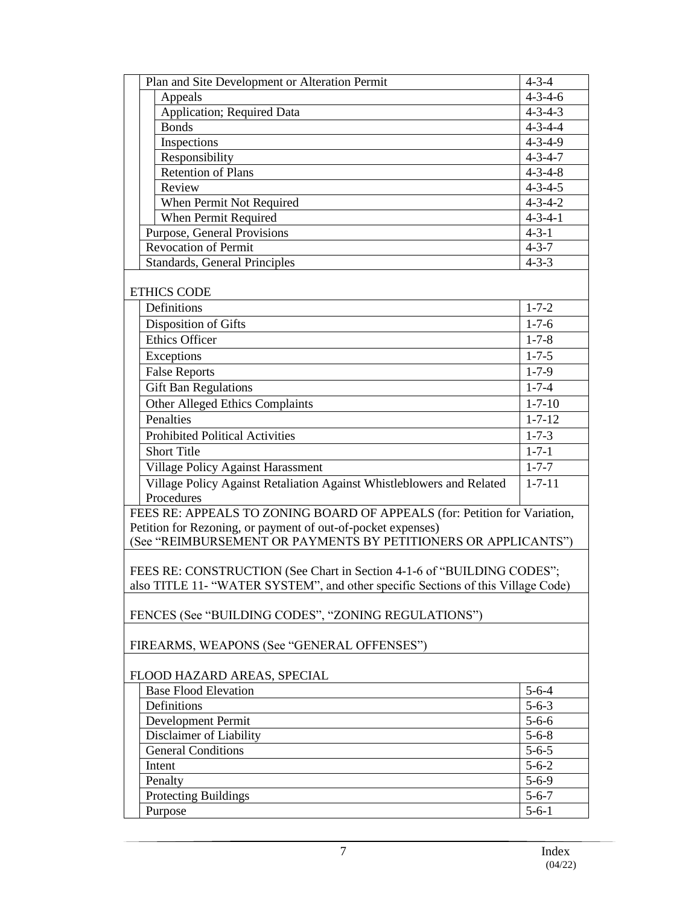| Entry | Section |
|---|---|
| Plan and Site Development or Alteration Permit | 4-3-4 |
| Appeals | 4-3-4-6 |
| Application; Required Data | 4-3-4-3 |
| Bonds | 4-3-4-4 |
| Inspections | 4-3-4-9 |
| Responsibility | 4-3-4-7 |
| Retention of Plans | 4-3-4-8 |
| Review | 4-3-4-5 |
| When Permit Not Required | 4-3-4-2 |
| When Permit Required | 4-3-4-1 |
| Purpose, General Provisions | 4-3-1 |
| Revocation of Permit | 4-3-7 |
| Standards, General Principles | 4-3-3 |

ETHICS CODE

| Entry | Section |
|---|---|
| Definitions | 1-7-2 |
| Disposition of Gifts | 1-7-6 |
| Ethics Officer | 1-7-8 |
| Exceptions | 1-7-5 |
| False Reports | 1-7-9 |
| Gift Ban Regulations | 1-7-4 |
| Other Alleged Ethics Complaints | 1-7-10 |
| Penalties | 1-7-12 |
| Prohibited Political Activities | 1-7-3 |
| Short Title | 1-7-1 |
| Village Policy Against Harassment | 1-7-7 |
| Village Policy Against Retaliation Against Whistleblowers and Related Procedures | 1-7-11 |

FEES RE: APPEALS TO ZONING BOARD OF APPEALS (for: Petition for Variation, Petition for Rezoning, or payment of out-of-pocket expenses)
(See "REIMBURSEMENT OR PAYMENTS BY PETITIONERS OR APPLICANTS")

FEES RE: CONSTRUCTION (See Chart in Section 4-1-6 of "BUILDING CODES"; also TITLE 11- "WATER SYSTEM", and other specific Sections of this Village Code)

FENCES (See "BUILDING CODES", "ZONING REGULATIONS")

FIREARMS, WEAPONS (See "GENERAL OFFENSES")

FLOOD HAZARD AREAS, SPECIAL

| Entry | Section |
|---|---|
| Base Flood Elevation | 5-6-4 |
| Definitions | 5-6-3 |
| Development Permit | 5-6-6 |
| Disclaimer of Liability | 5-6-8 |
| General Conditions | 5-6-5 |
| Intent | 5-6-2 |
| Penalty | 5-6-9 |
| Protecting Buildings | 5-6-7 |
| Purpose | 5-6-1 |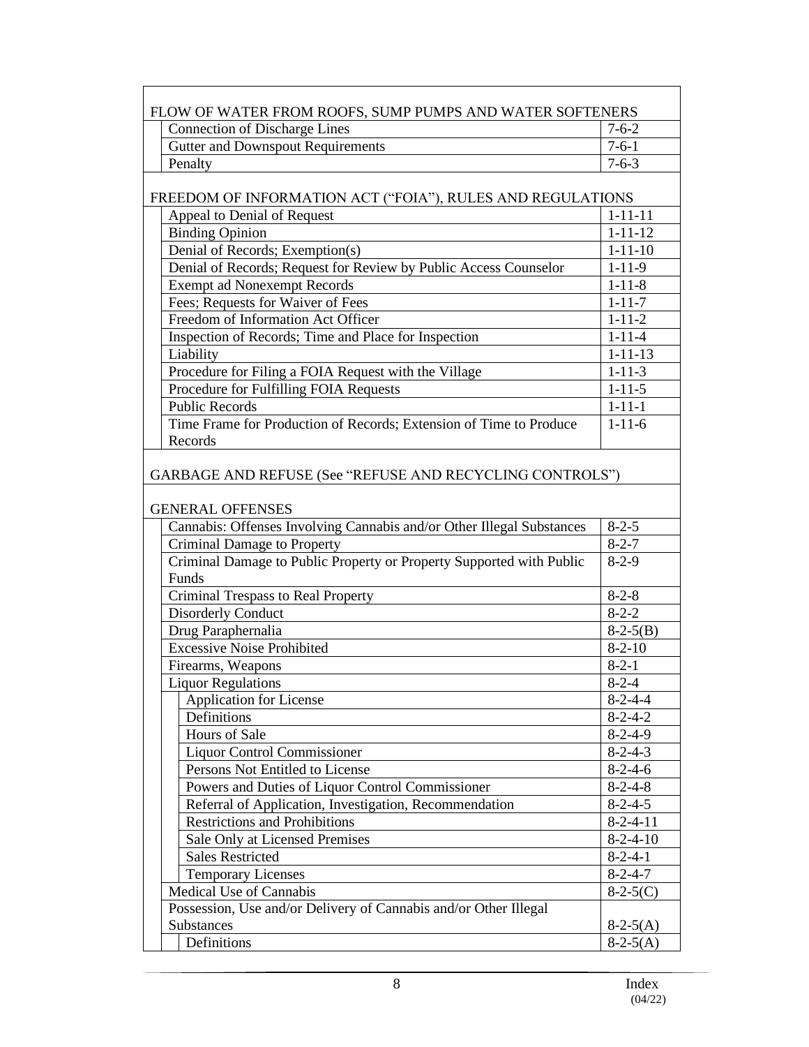| FLOW OF WATER FROM ROOFS, SUMP PUMPS AND WATER SOFTENERS | |
|---|---|
| Connection of Discharge Lines | 7-6-2 |
| Gutter and Downspout Requirements | 7-6-1 |
| Penalty | 7-6-3 |

| FREEDOM OF INFORMATION ACT ("FOIA"), RULES AND REGULATIONS | |
|---|---|
| Appeal to Denial of Request | 1-11-11 |
| Binding Opinion | 1-11-12 |
| Denial of Records; Exemption(s) | 1-11-10 |
| Denial of Records; Request for Review by Public Access Counselor | 1-11-9 |
| Exempt ad Nonexempt Records | 1-11-8 |
| Fees; Requests for Waiver of Fees | 1-11-7 |
| Freedom of Information Act Officer | 1-11-2 |
| Inspection of Records; Time and Place for Inspection | 1-11-4 |
| Liability | 1-11-13 |
| Procedure for Filing a FOIA Request with the Village | 1-11-3 |
| Procedure for Fulfilling FOIA Requests | 1-11-5 |
| Public Records | 1-11-1 |
| Time Frame for Production of Records; Extension of Time to Produce Records | 1-11-6 |

GARBAGE AND REFUSE (See "REFUSE AND RECYCLING CONTROLS")

| GENERAL OFFENSES | |
|---|---|
| Cannabis: Offenses Involving Cannabis and/or Other Illegal Substances | 8-2-5 |
| Criminal Damage to Property | 8-2-7 |
| Criminal Damage to Public Property or Property Supported with Public Funds | 8-2-9 |
| Criminal Trespass to Real Property | 8-2-8 |
| Disorderly Conduct | 8-2-2 |
| Drug Paraphernalia | 8-2-5(B) |
| Excessive Noise Prohibited | 8-2-10 |
| Firearms, Weapons | 8-2-1 |
| Liquor Regulations | 8-2-4 |
| Application for License | 8-2-4-4 |
| Definitions | 8-2-4-2 |
| Hours of Sale | 8-2-4-9 |
| Liquor Control Commissioner | 8-2-4-3 |
| Persons Not Entitled to License | 8-2-4-6 |
| Powers and Duties of Liquor Control Commissioner | 8-2-4-8 |
| Referral of Application, Investigation, Recommendation | 8-2-4-5 |
| Restrictions and Prohibitions | 8-2-4-11 |
| Sale Only at Licensed Premises | 8-2-4-10 |
| Sales Restricted | 8-2-4-1 |
| Temporary Licenses | 8-2-4-7 |
| Medical Use of Cannabis | 8-2-5(C) |
| Possession, Use and/or Delivery of Cannabis and/or Other Illegal Substances | 8-2-5(A) |
| Definitions | 8-2-5(A) |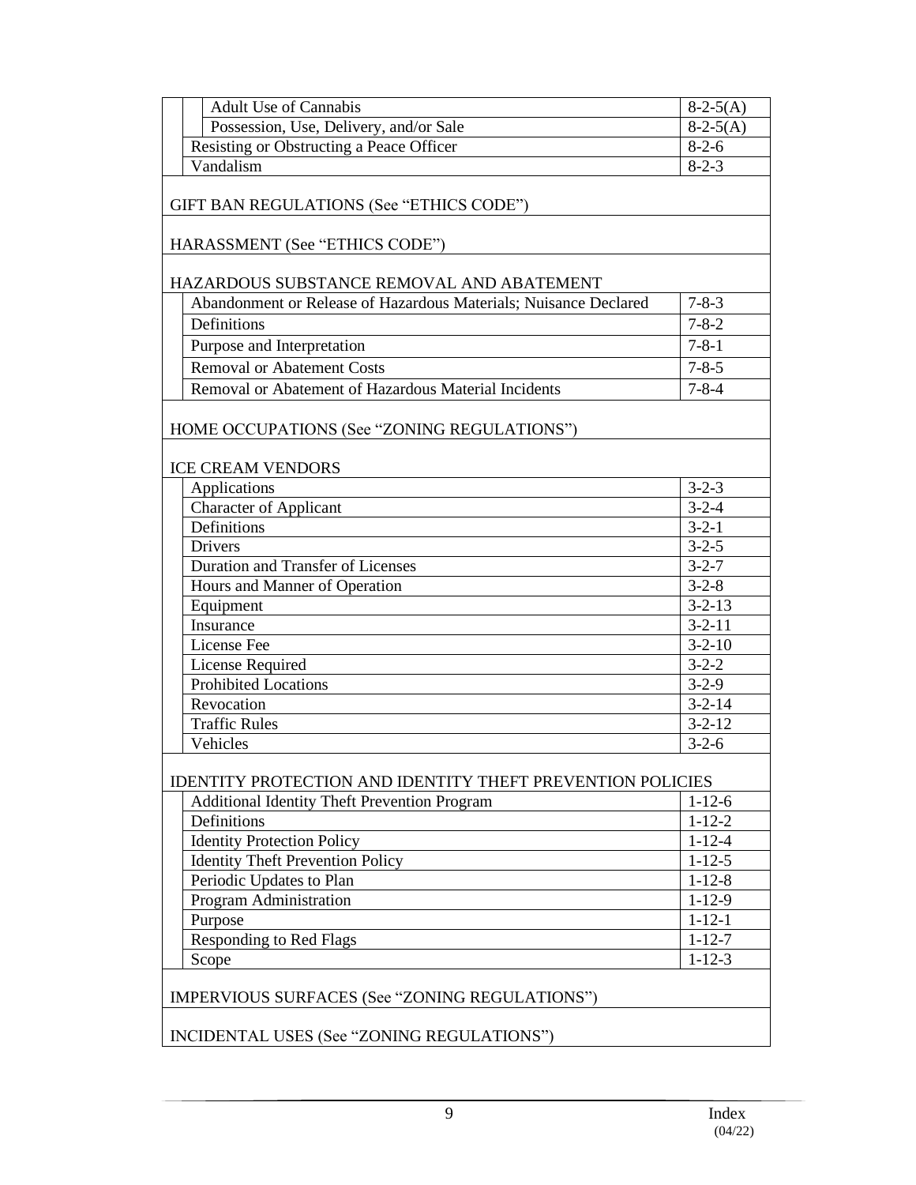| Entry | Section |
|---|---|
| Adult Use of Cannabis | 8-2-5(A) |
| Possession, Use, Delivery, and/or Sale | 8-2-5(A) |
| Resisting or Obstructing a Peace Officer | 8-2-6 |
| Vandalism | 8-2-3 |

GIFT BAN REGULATIONS (See “ETHICS CODE”)

HARASSMENT (See “ETHICS CODE”)

HAZARDOUS SUBSTANCE REMOVAL AND ABATEMENT

| Entry | Section |
|---|---|
| Abandonment or Release of Hazardous Materials; Nuisance Declared | 7-8-3 |
| Definitions | 7-8-2 |
| Purpose and Interpretation | 7-8-1 |
| Removal or Abatement Costs | 7-8-5 |
| Removal or Abatement of Hazardous Material Incidents | 7-8-4 |

HOME OCCUPATIONS (See “ZONING REGULATIONS”)

ICE CREAM VENDORS

| Entry | Section |
|---|---|
| Applications | 3-2-3 |
| Character of Applicant | 3-2-4 |
| Definitions | 3-2-1 |
| Drivers | 3-2-5 |
| Duration and Transfer of Licenses | 3-2-7 |
| Hours and Manner of Operation | 3-2-8 |
| Equipment | 3-2-13 |
| Insurance | 3-2-11 |
| License Fee | 3-2-10 |
| License Required | 3-2-2 |
| Prohibited Locations | 3-2-9 |
| Revocation | 3-2-14 |
| Traffic Rules | 3-2-12 |
| Vehicles | 3-2-6 |

IDENTITY PROTECTION AND IDENTITY THEFT PREVENTION POLICIES

| Entry | Section |
|---|---|
| Additional Identity Theft Prevention Program | 1-12-6 |
| Definitions | 1-12-2 |
| Identity Protection Policy | 1-12-4 |
| Identity Theft Prevention Policy | 1-12-5 |
| Periodic Updates to Plan | 1-12-8 |
| Program Administration | 1-12-9 |
| Purpose | 1-12-1 |
| Responding to Red Flags | 1-12-7 |
| Scope | 1-12-3 |

IMPERVIOUS SURFACES (See “ZONING REGULATIONS”)

INCIDENTAL USES (See “ZONING REGULATIONS”)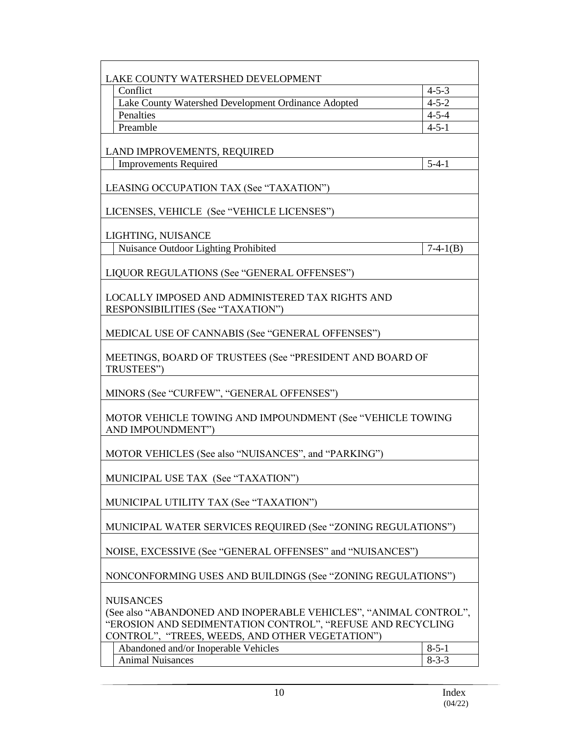| | |
|---|---|
| **LAKE COUNTY WATERSHED DEVELOPMENT** | |
| Conflict | 4-5-3 |
| Lake County Watershed Development Ordinance Adopted | 4-5-2 |
| Penalties | 4-5-4 |
| Preamble | 4-5-1 |
| **LAND IMPROVEMENTS, REQUIRED** | |
| Improvements Required | 5-4-1 |
| **LEASING OCCUPATION TAX (See "TAXATION")** | |
| **LICENSES, VEHICLE (See "VEHICLE LICENSES")** | |
| **LIGHTING, NUISANCE** | |
| Nuisance Outdoor Lighting Prohibited | 7-4-1(B) |
| **LIQUOR REGULATIONS (See "GENERAL OFFENSES")** | |
| **LOCALLY IMPOSED AND ADMINISTERED TAX RIGHTS AND RESPONSIBILITIES (See "TAXATION")** | |
| **MEDICAL USE OF CANNABIS (See "GENERAL OFFENSES")** | |
| **MEETINGS, BOARD OF TRUSTEES (See "PRESIDENT AND BOARD OF TRUSTEES")** | |
| **MINORS (See "CURFEW", "GENERAL OFFENSES")** | |
| **MOTOR VEHICLE TOWING AND IMPOUNDMENT (See "VEHICLE TOWING AND IMPOUNDMENT")** | |
| **MOTOR VEHICLES (See also "NUISANCES", and "PARKING")** | |
| **MUNICIPAL USE TAX (See "TAXATION")** | |
| **MUNICIPAL UTILITY TAX (See "TAXATION")** | |
| **MUNICIPAL WATER SERVICES REQUIRED (See "ZONING REGULATIONS")** | |
| **NOISE, EXCESSIVE (See "GENERAL OFFENSES" and "NUISANCES")** | |
| **NONCONFORMING USES AND BUILDINGS (See "ZONING REGULATIONS")** | |
| **NUISANCES** (See also "ABANDONED AND INOPERABLE VEHICLES", "ANIMAL CONTROL", "EROSION AND SEDIMENTATION CONTROL", "REFUSE AND RECYCLING CONTROL", "TREES, WEEDS, AND OTHER VEGETATION") | |
| Abandoned and/or Inoperable Vehicles | 8-5-1 |
| Animal Nuisances | 8-3-3 |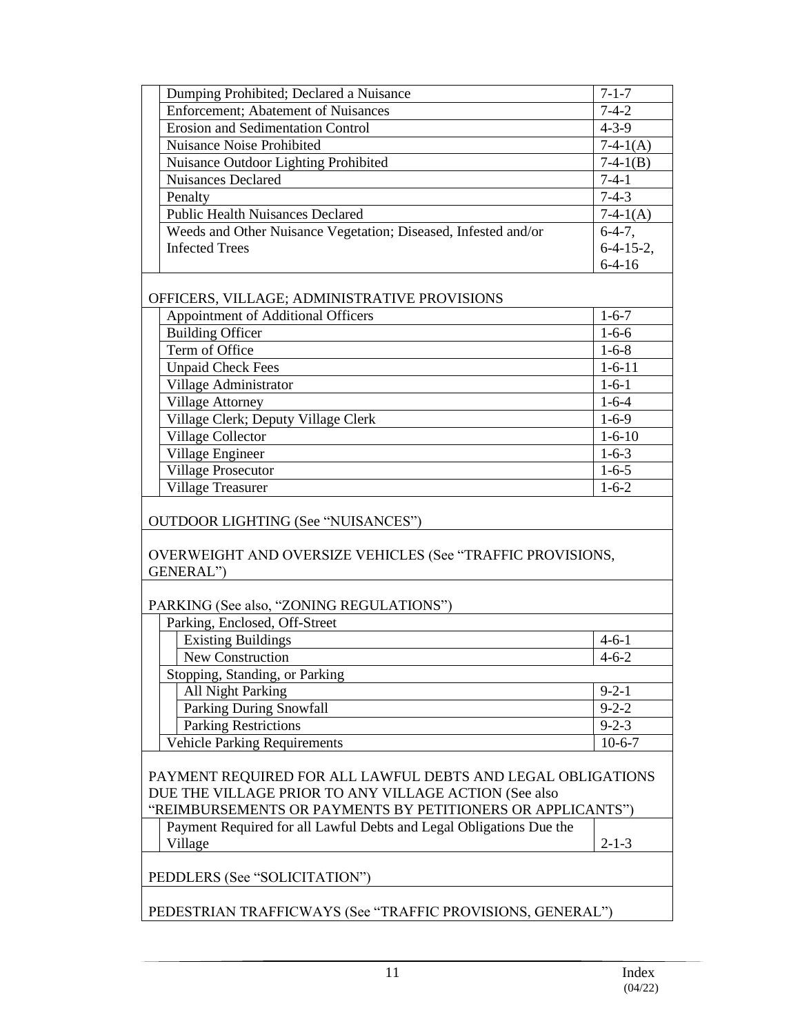| Entry | Section |
|---|---|
| Dumping Prohibited; Declared a Nuisance | 7-1-7 |
| Enforcement; Abatement of Nuisances | 7-4-2 |
| Erosion and Sedimentation Control | 4-3-9 |
| Nuisance Noise Prohibited | 7-4-1(A) |
| Nuisance Outdoor Lighting Prohibited | 7-4-1(B) |
| Nuisances Declared | 7-4-1 |
| Penalty | 7-4-3 |
| Public Health Nuisances Declared | 7-4-1(A) |
| Weeds and Other Nuisance Vegetation; Diseased, Infested and/or Infected Trees | 6-4-7, 6-4-15-2, 6-4-16 |

OFFICERS, VILLAGE; ADMINISTRATIVE PROVISIONS

| Entry | Section |
|---|---|
| Appointment of Additional Officers | 1-6-7 |
| Building Officer | 1-6-6 |
| Term of Office | 1-6-8 |
| Unpaid Check Fees | 1-6-11 |
| Village Administrator | 1-6-1 |
| Village Attorney | 1-6-4 |
| Village Clerk; Deputy Village Clerk | 1-6-9 |
| Village Collector | 1-6-10 |
| Village Engineer | 1-6-3 |
| Village Prosecutor | 1-6-5 |
| Village Treasurer | 1-6-2 |

OUTDOOR LIGHTING (See "NUISANCES")

OVERWEIGHT AND OVERSIZE VEHICLES (See "TRAFFIC PROVISIONS, GENERAL")

PARKING (See also, "ZONING REGULATIONS")

| Entry | Section |
|---|---|
| Parking, Enclosed, Off-Street | |
| Existing Buildings | 4-6-1 |
| New Construction | 4-6-2 |
| Stopping, Standing, or Parking | |
| All Night Parking | 9-2-1 |
| Parking During Snowfall | 9-2-2 |
| Parking Restrictions | 9-2-3 |
| Vehicle Parking Requirements | 10-6-7 |

PAYMENT REQUIRED FOR ALL LAWFUL DEBTS AND LEGAL OBLIGATIONS DUE THE VILLAGE PRIOR TO ANY VILLAGE ACTION (See also "REIMBURSEMENTS OR PAYMENTS BY PETITIONERS OR APPLICANTS")

| Entry | Section |
|---|---|
| Payment Required for all Lawful Debts and Legal Obligations Due the Village | 2-1-3 |

PEDDLERS (See "SOLICITATION")

PEDESTRIAN TRAFFICWAYS (See "TRAFFIC PROVISIONS, GENERAL")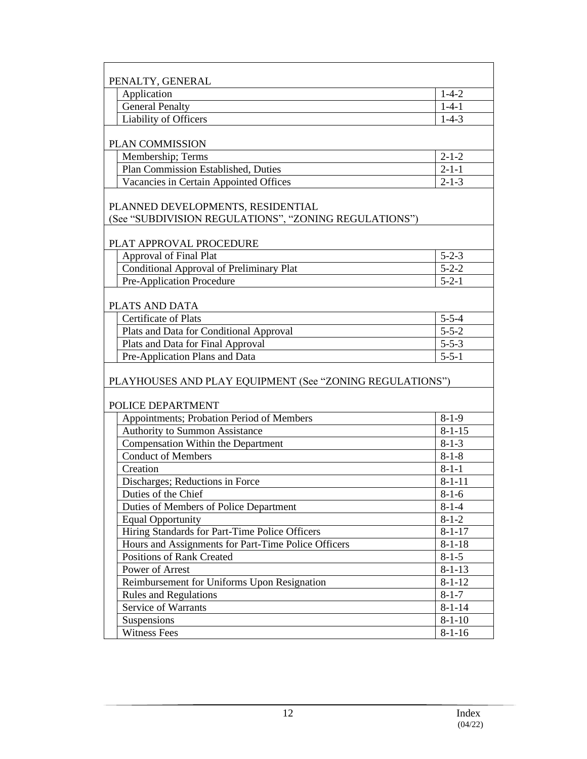PENALTY, GENERAL

| | |
|---|---|
| Application | 1-4-2 |
| General Penalty | 1-4-1 |
| Liability of Officers | 1-4-3 |

PLAN COMMISSION

| | |
|---|---|
| Membership; Terms | 2-1-2 |
| Plan Commission Established, Duties | 2-1-1 |
| Vacancies in Certain Appointed Offices | 2-1-3 |

PLANNED DEVELOPMENTS, RESIDENTIAL
(See "SUBDIVISION REGULATIONS", "ZONING REGULATIONS")

PLAT APPROVAL PROCEDURE

| | |
|---|---|
| Approval of Final Plat | 5-2-3 |
| Conditional Approval of Preliminary Plat | 5-2-2 |
| Pre-Application Procedure | 5-2-1 |

PLATS AND DATA

| | |
|---|---|
| Certificate of Plats | 5-5-4 |
| Plats and Data for Conditional Approval | 5-5-2 |
| Plats and Data for Final Approval | 5-5-3 |
| Pre-Application Plans and Data | 5-5-1 |

PLAYHOUSES AND PLAY EQUIPMENT (See "ZONING REGULATIONS")

POLICE DEPARTMENT

| | |
|---|---|
| Appointments; Probation Period of Members | 8-1-9 |
| Authority to Summon Assistance | 8-1-15 |
| Compensation Within the Department | 8-1-3 |
| Conduct of Members | 8-1-8 |
| Creation | 8-1-1 |
| Discharges; Reductions in Force | 8-1-11 |
| Duties of the Chief | 8-1-6 |
| Duties of Members of Police Department | 8-1-4 |
| Equal Opportunity | 8-1-2 |
| Hiring Standards for Part-Time Police Officers | 8-1-17 |
| Hours and Assignments for Part-Time Police Officers | 8-1-18 |
| Positions of Rank Created | 8-1-5 |
| Power of Arrest | 8-1-13 |
| Reimbursement for Uniforms Upon Resignation | 8-1-12 |
| Rules and Regulations | 8-1-7 |
| Service of Warrants | 8-1-14 |
| Suspensions | 8-1-10 |
| Witness Fees | 8-1-16 |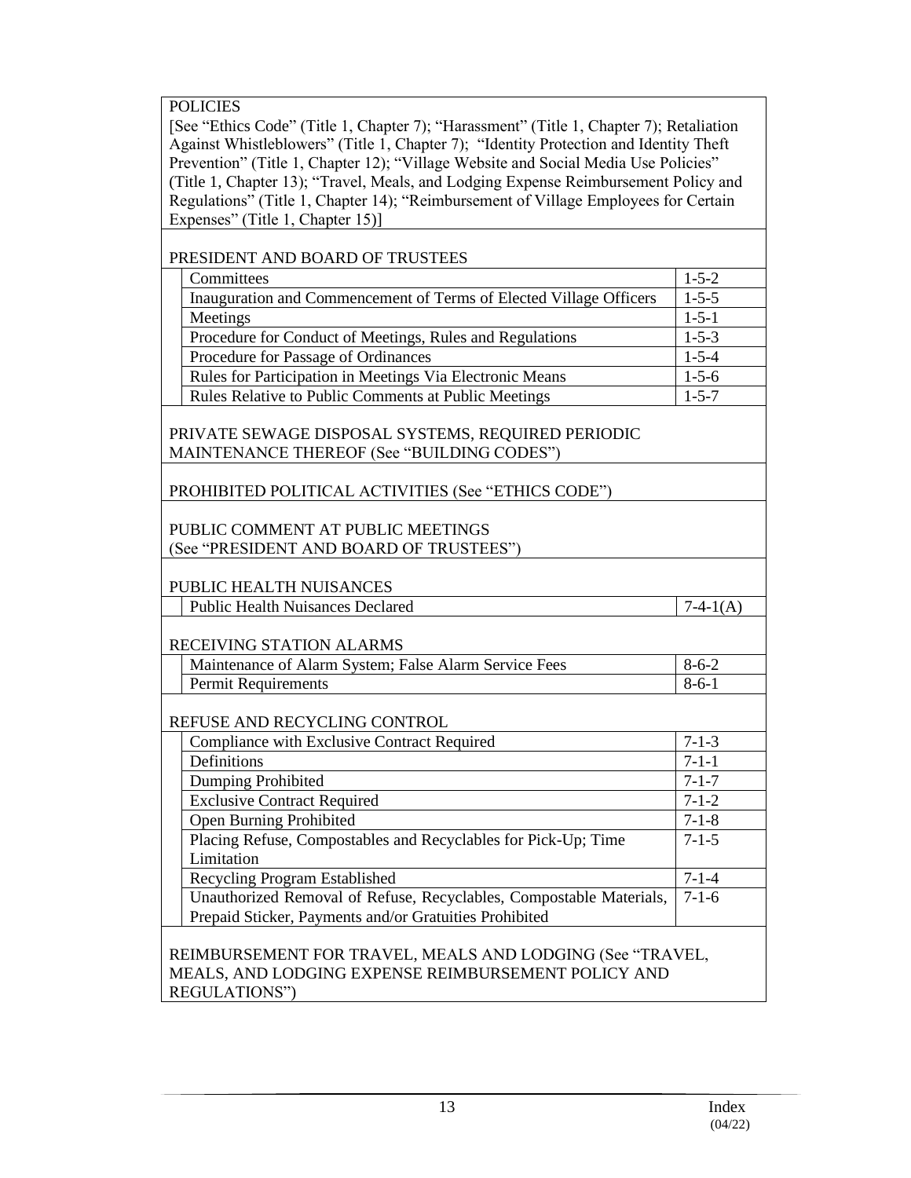POLICIES

[See "Ethics Code" (Title 1, Chapter 7); "Harassment" (Title 1, Chapter 7); Retaliation Against Whistleblowers" (Title 1, Chapter 7); "Identity Protection and Identity Theft Prevention" (Title 1, Chapter 12); "Village Website and Social Media Use Policies" (Title 1, Chapter 13); "Travel, Meals, and Lodging Expense Reimbursement Policy and Regulations" (Title 1, Chapter 14); "Reimbursement of Village Employees for Certain Expenses" (Title 1, Chapter 15)]

PRESIDENT AND BOARD OF TRUSTEES

| Topic | Section |
|---|---|
| Committees | 1-5-2 |
| Inauguration and Commencement of Terms of Elected Village Officers | 1-5-5 |
| Meetings | 1-5-1 |
| Procedure for Conduct of Meetings, Rules and Regulations | 1-5-3 |
| Procedure for Passage of Ordinances | 1-5-4 |
| Rules for Participation in Meetings Via Electronic Means | 1-5-6 |
| Rules Relative to Public Comments at Public Meetings | 1-5-7 |

PRIVATE SEWAGE DISPOSAL SYSTEMS, REQUIRED PERIODIC MAINTENANCE THEREOF (See "BUILDING CODES")

PROHIBITED POLITICAL ACTIVITIES (See "ETHICS CODE")

PUBLIC COMMENT AT PUBLIC MEETINGS
(See "PRESIDENT AND BOARD OF TRUSTEES")

PUBLIC HEALTH NUISANCES

| Topic | Section |
|---|---|
| Public Health Nuisances Declared | 7-4-1(A) |

RECEIVING STATION ALARMS

| Topic | Section |
|---|---|
| Maintenance of Alarm System; False Alarm Service Fees | 8-6-2 |
| Permit Requirements | 8-6-1 |

REFUSE AND RECYCLING CONTROL

| Topic | Section |
|---|---|
| Compliance with Exclusive Contract Required | 7-1-3 |
| Definitions | 7-1-1 |
| Dumping Prohibited | 7-1-7 |
| Exclusive Contract Required | 7-1-2 |
| Open Burning Prohibited | 7-1-8 |
| Placing Refuse, Compostables and Recyclables for Pick-Up; Time Limitation | 7-1-5 |
| Recycling Program Established | 7-1-4 |
| Unauthorized Removal of Refuse, Recyclables, Compostable Materials, Prepaid Sticker, Payments and/or Gratuities Prohibited | 7-1-6 |

REIMBURSEMENT FOR TRAVEL, MEALS AND LODGING (See "TRAVEL, MEALS, AND LODGING EXPENSE REIMBURSEMENT POLICY AND REGULATIONS")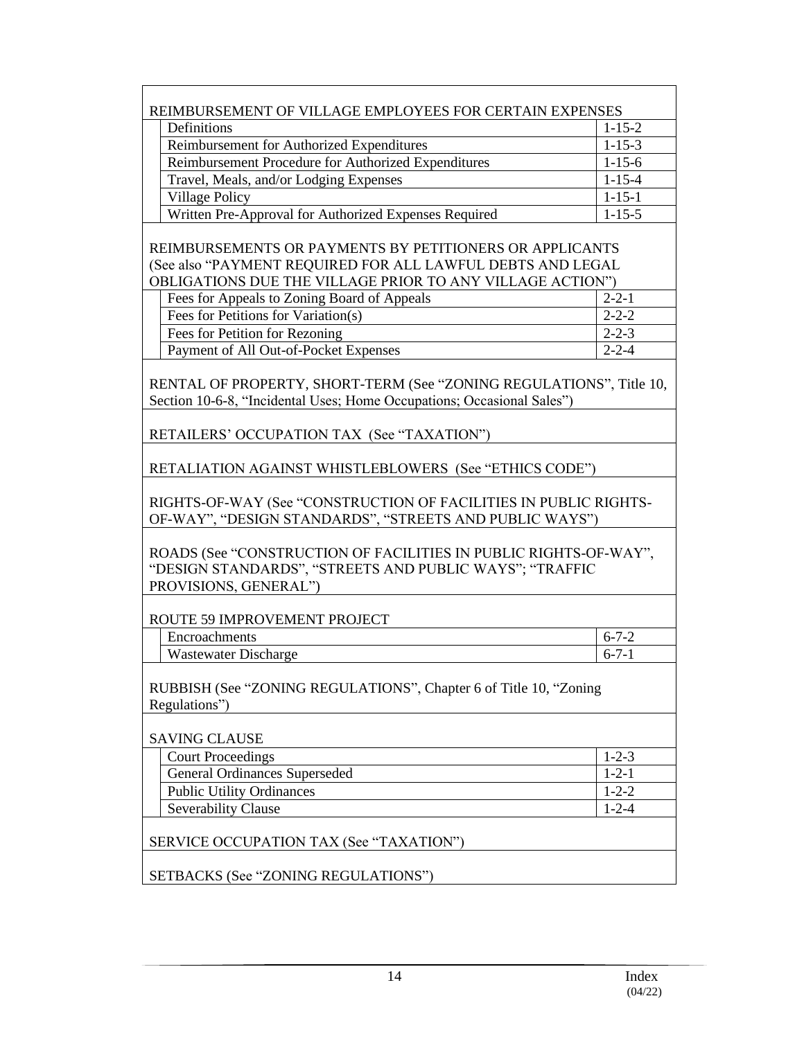REIMBURSEMENT OF VILLAGE EMPLOYEES FOR CERTAIN EXPENSES

| | |
|---|---|
| Definitions | 1-15-2 |
| Reimbursement for Authorized Expenditures | 1-15-3 |
| Reimbursement Procedure for Authorized Expenditures | 1-15-6 |
| Travel, Meals, and/or Lodging Expenses | 1-15-4 |
| Village Policy | 1-15-1 |
| Written Pre-Approval for Authorized Expenses Required | 1-15-5 |

REIMBURSEMENTS OR PAYMENTS BY PETITIONERS OR APPLICANTS (See also "PAYMENT REQUIRED FOR ALL LAWFUL DEBTS AND LEGAL OBLIGATIONS DUE THE VILLAGE PRIOR TO ANY VILLAGE ACTION")

| | |
|---|---|
| Fees for Appeals to Zoning Board of Appeals | 2-2-1 |
| Fees for Petitions for Variation(s) | 2-2-2 |
| Fees for Petition for Rezoning | 2-2-3 |
| Payment of All Out-of-Pocket Expenses | 2-2-4 |

RENTAL OF PROPERTY, SHORT-TERM (See "ZONING REGULATIONS", Title 10, Section 10-6-8, "Incidental Uses; Home Occupations; Occasional Sales")

RETAILERS' OCCUPATION TAX (See "TAXATION")

RETALIATION AGAINST WHISTLEBLOWERS (See "ETHICS CODE")

RIGHTS-OF-WAY (See "CONSTRUCTION OF FACILITIES IN PUBLIC RIGHTS-OF-WAY", "DESIGN STANDARDS", "STREETS AND PUBLIC WAYS")

ROADS (See "CONSTRUCTION OF FACILITIES IN PUBLIC RIGHTS-OF-WAY", "DESIGN STANDARDS", "STREETS AND PUBLIC WAYS"; "TRAFFIC PROVISIONS, GENERAL")

ROUTE 59 IMPROVEMENT PROJECT

| | |
|---|---|
| Encroachments | 6-7-2 |
| Wastewater Discharge | 6-7-1 |

RUBBISH (See "ZONING REGULATIONS", Chapter 6 of Title 10, "Zoning Regulations")

SAVING CLAUSE

| | |
|---|---|
| Court Proceedings | 1-2-3 |
| General Ordinances Superseded | 1-2-1 |
| Public Utility Ordinances | 1-2-2 |
| Severability Clause | 1-2-4 |

SERVICE OCCUPATION TAX (See "TAXATION")

SETBACKS (See "ZONING REGULATIONS")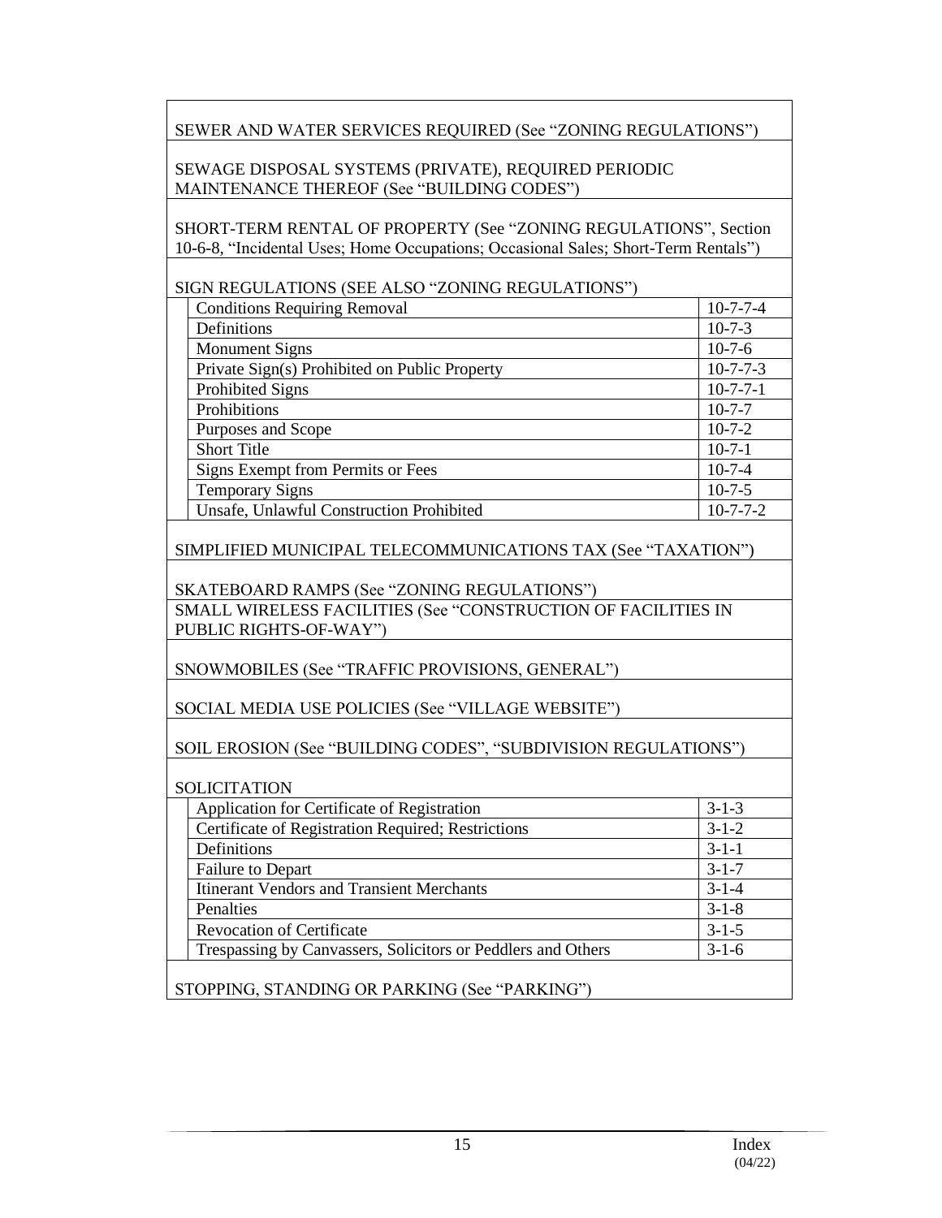SEWER AND WATER SERVICES REQUIRED (See "ZONING REGULATIONS")

SEWAGE DISPOSAL SYSTEMS (PRIVATE), REQUIRED PERIODIC MAINTENANCE THEREOF (See "BUILDING CODES")

SHORT-TERM RENTAL OF PROPERTY (See "ZONING REGULATIONS", Section 10-6-8, "Incidental Uses; Home Occupations; Occasional Sales; Short-Term Rentals")

SIGN REGULATIONS (SEE ALSO "ZONING REGULATIONS")

| Topic | Section |
|---|---|
| Conditions Requiring Removal | 10-7-7-4 |
| Definitions | 10-7-3 |
| Monument Signs | 10-7-6 |
| Private Sign(s) Prohibited on Public Property | 10-7-7-3 |
| Prohibited Signs | 10-7-7-1 |
| Prohibitions | 10-7-7 |
| Purposes and Scope | 10-7-2 |
| Short Title | 10-7-1 |
| Signs Exempt from Permits or Fees | 10-7-4 |
| Temporary Signs | 10-7-5 |
| Unsafe, Unlawful Construction Prohibited | 10-7-7-2 |

SIMPLIFIED MUNICIPAL TELECOMMUNICATIONS TAX (See "TAXATION")

SKATEBOARD RAMPS (See "ZONING REGULATIONS")

SMALL WIRELESS FACILITIES (See "CONSTRUCTION OF FACILITIES IN PUBLIC RIGHTS-OF-WAY")

SNOWMOBILES (See "TRAFFIC PROVISIONS, GENERAL")

SOCIAL MEDIA USE POLICIES (See "VILLAGE WEBSITE")

SOIL EROSION (See "BUILDING CODES", "SUBDIVISION REGULATIONS")

SOLICITATION

| Topic | Section |
|---|---|
| Application for Certificate of Registration | 3-1-3 |
| Certificate of Registration Required; Restrictions | 3-1-2 |
| Definitions | 3-1-1 |
| Failure to Depart | 3-1-7 |
| Itinerant Vendors and Transient Merchants | 3-1-4 |
| Penalties | 3-1-8 |
| Revocation of Certificate | 3-1-5 |
| Trespassing by Canvassers, Solicitors or Peddlers and Others | 3-1-6 |

STOPPING, STANDING OR PARKING (See "PARKING")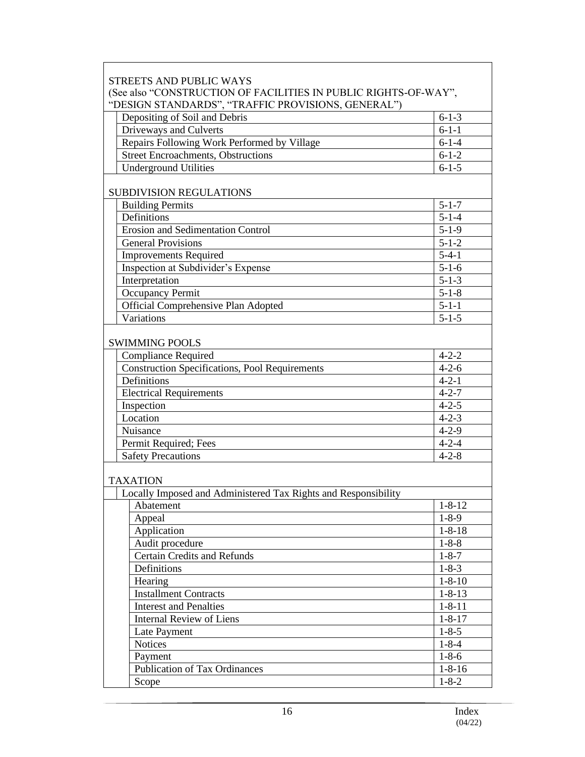## STREETS AND PUBLIC WAYS

(See also "CONSTRUCTION OF FACILITIES IN PUBLIC RIGHTS-OF-WAY", "DESIGN STANDARDS", "TRAFFIC PROVISIONS, GENERAL")

| Topic | Section |
|---|---|
| Depositing of Soil and Debris | 6-1-3 |
| Driveways and Culverts | 6-1-1 |
| Repairs Following Work Performed by Village | 6-1-4 |
| Street Encroachments, Obstructions | 6-1-2 |
| Underground Utilities | 6-1-5 |

## SUBDIVISION REGULATIONS

| Topic | Section |
|---|---|
| Building Permits | 5-1-7 |
| Definitions | 5-1-4 |
| Erosion and Sedimentation Control | 5-1-9 |
| General Provisions | 5-1-2 |
| Improvements Required | 5-4-1 |
| Inspection at Subdivider's Expense | 5-1-6 |
| Interpretation | 5-1-3 |
| Occupancy Permit | 5-1-8 |
| Official Comprehensive Plan Adopted | 5-1-1 |
| Variations | 5-1-5 |

## SWIMMING POOLS

| Topic | Section |
|---|---|
| Compliance Required | 4-2-2 |
| Construction Specifications, Pool Requirements | 4-2-6 |
| Definitions | 4-2-1 |
| Electrical Requirements | 4-2-7 |
| Inspection | 4-2-5 |
| Location | 4-2-3 |
| Nuisance | 4-2-9 |
| Permit Required; Fees | 4-2-4 |
| Safety Precautions | 4-2-8 |

## TAXATION

Locally Imposed and Administered Tax Rights and Responsibility

| Topic | Section |
|---|---|
| Abatement | 1-8-12 |
| Appeal | 1-8-9 |
| Application | 1-8-18 |
| Audit procedure | 1-8-8 |
| Certain Credits and Refunds | 1-8-7 |
| Definitions | 1-8-3 |
| Hearing | 1-8-10 |
| Installment Contracts | 1-8-13 |
| Interest and Penalties | 1-8-11 |
| Internal Review of Liens | 1-8-17 |
| Late Payment | 1-8-5 |
| Notices | 1-8-4 |
| Payment | 1-8-6 |
| Publication of Tax Ordinances | 1-8-16 |
| Scope | 1-8-2 |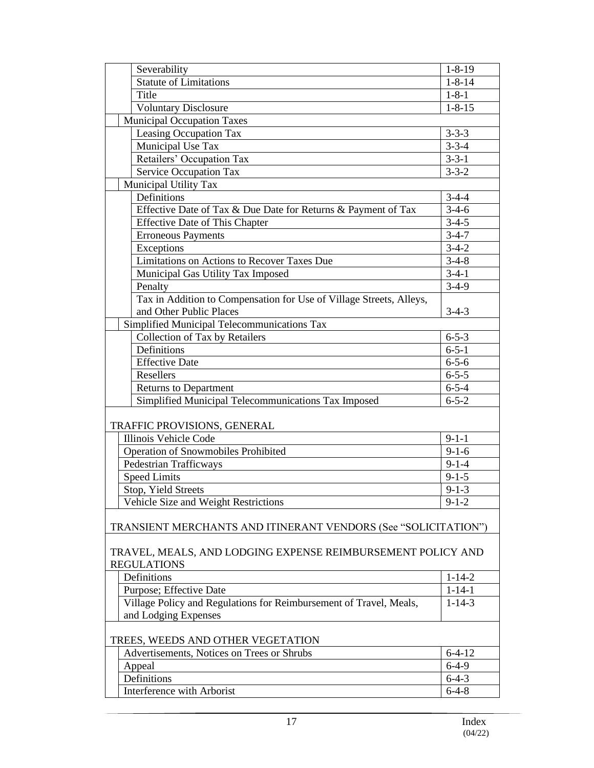| Topic | Section |
|---|---|
| Severability | 1-8-19 |
| Statute of Limitations | 1-8-14 |
| Title | 1-8-1 |
| Voluntary Disclosure | 1-8-15 |
| Municipal Occupation Taxes | |
| Leasing Occupation Tax | 3-3-3 |
| Municipal Use Tax | 3-3-4 |
| Retailers' Occupation Tax | 3-3-1 |
| Service Occupation Tax | 3-3-2 |
| Municipal Utility Tax | |
| Definitions | 3-4-4 |
| Effective Date of Tax & Due Date for Returns & Payment of Tax | 3-4-6 |
| Effective Date of This Chapter | 3-4-5 |
| Erroneous Payments | 3-4-7 |
| Exceptions | 3-4-2 |
| Limitations on Actions to Recover Taxes Due | 3-4-8 |
| Municipal Gas Utility Tax Imposed | 3-4-1 |
| Penalty | 3-4-9 |
| Tax in Addition to Compensation for Use of Village Streets, Alleys, and Other Public Places | 3-4-3 |
| Simplified Municipal Telecommunications Tax | |
| Collection of Tax by Retailers | 6-5-3 |
| Definitions | 6-5-1 |
| Effective Date | 6-5-6 |
| Resellers | 6-5-5 |
| Returns to Department | 6-5-4 |
| Simplified Municipal Telecommunications Tax Imposed | 6-5-2 |
| **TRAFFIC PROVISIONS, GENERAL** | |
| Illinois Vehicle Code | 9-1-1 |
| Operation of Snowmobiles Prohibited | 9-1-6 |
| Pedestrian Trafficways | 9-1-4 |
| Speed Limits | 9-1-5 |
| Stop, Yield Streets | 9-1-3 |
| Vehicle Size and Weight Restrictions | 9-1-2 |
| **TRANSIENT MERCHANTS AND ITINERANT VENDORS (See "SOLICITATION")** | |
| **TRAVEL, MEALS, AND LODGING EXPENSE REIMBURSEMENT POLICY AND REGULATIONS** | |
| Definitions | 1-14-2 |
| Purpose; Effective Date | 1-14-1 |
| Village Policy and Regulations for Reimbursement of Travel, Meals, and Lodging Expenses | 1-14-3 |
| **TREES, WEEDS AND OTHER VEGETATION** | |
| Advertisements, Notices on Trees or Shrubs | 6-4-12 |
| Appeal | 6-4-9 |
| Definitions | 6-4-3 |
| Interference with Arborist | 6-4-8 |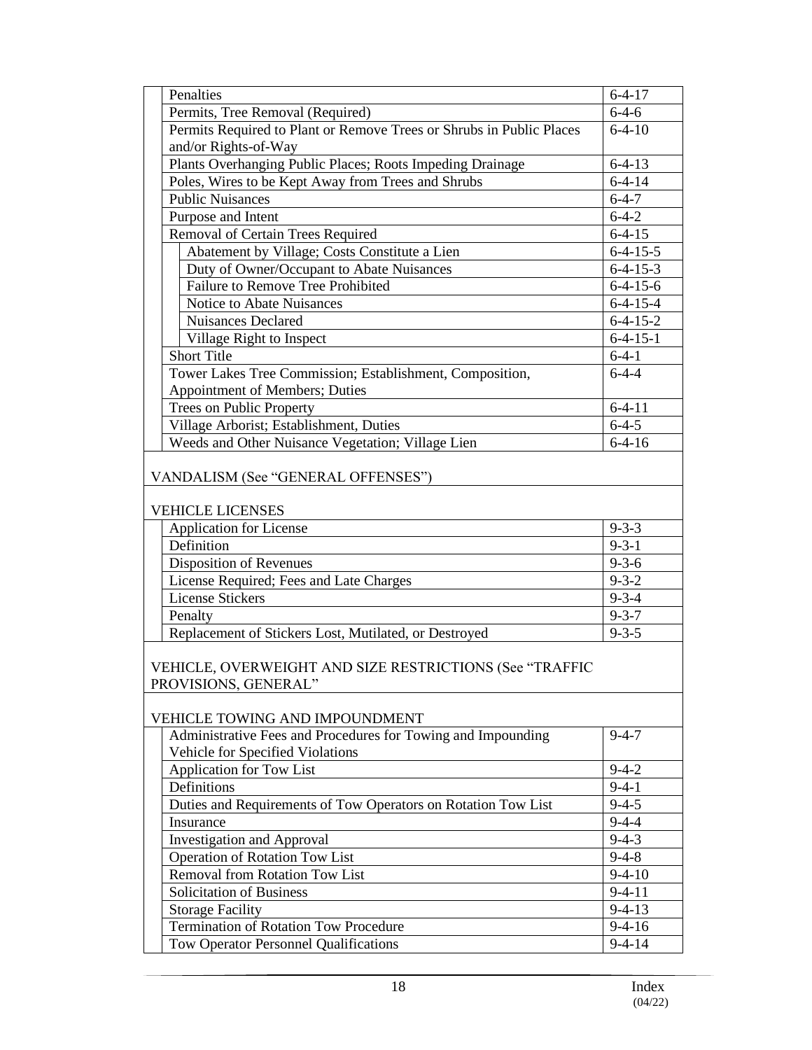| Entry | Section |
|---|---|
| Penalties | 6-4-17 |
| Permits, Tree Removal (Required) | 6-4-6 |
| Permits Required to Plant or Remove Trees or Shrubs in Public Places and/or Rights-of-Way | 6-4-10 |
| Plants Overhanging Public Places; Roots Impeding Drainage | 6-4-13 |
| Poles, Wires to be Kept Away from Trees and Shrubs | 6-4-14 |
| Public Nuisances | 6-4-7 |
| Purpose and Intent | 6-4-2 |
| Removal of Certain Trees Required | 6-4-15 |
| Abatement by Village; Costs Constitute a Lien | 6-4-15-5 |
| Duty of Owner/Occupant to Abate Nuisances | 6-4-15-3 |
| Failure to Remove Tree Prohibited | 6-4-15-6 |
| Notice to Abate Nuisances | 6-4-15-4 |
| Nuisances Declared | 6-4-15-2 |
| Village Right to Inspect | 6-4-15-1 |
| Short Title | 6-4-1 |
| Tower Lakes Tree Commission; Establishment, Composition, Appointment of Members; Duties | 6-4-4 |
| Trees on Public Property | 6-4-11 |
| Village Arborist; Establishment, Duties | 6-4-5 |
| Weeds and Other Nuisance Vegetation; Village Lien | 6-4-16 |

VANDALISM (See “GENERAL OFFENSES”)

VEHICLE LICENSES

| Entry | Section |
|---|---|
| Application for License | 9-3-3 |
| Definition | 9-3-1 |
| Disposition of Revenues | 9-3-6 |
| License Required; Fees and Late Charges | 9-3-2 |
| License Stickers | 9-3-4 |
| Penalty | 9-3-7 |
| Replacement of Stickers Lost, Mutilated, or Destroyed | 9-3-5 |

VEHICLE, OVERWEIGHT AND SIZE RESTRICTIONS (See “TRAFFIC PROVISIONS, GENERAL”

VEHICLE TOWING AND IMPOUNDMENT

| Entry | Section |
|---|---|
| Administrative Fees and Procedures for Towing and Impounding Vehicle for Specified Violations | 9-4-7 |
| Application for Tow List | 9-4-2 |
| Definitions | 9-4-1 |
| Duties and Requirements of Tow Operators on Rotation Tow List | 9-4-5 |
| Insurance | 9-4-4 |
| Investigation and Approval | 9-4-3 |
| Operation of Rotation Tow List | 9-4-8 |
| Removal from Rotation Tow List | 9-4-10 |
| Solicitation of Business | 9-4-11 |
| Storage Facility | 9-4-13 |
| Termination of Rotation Tow Procedure | 9-4-16 |
| Tow Operator Personnel Qualifications | 9-4-14 |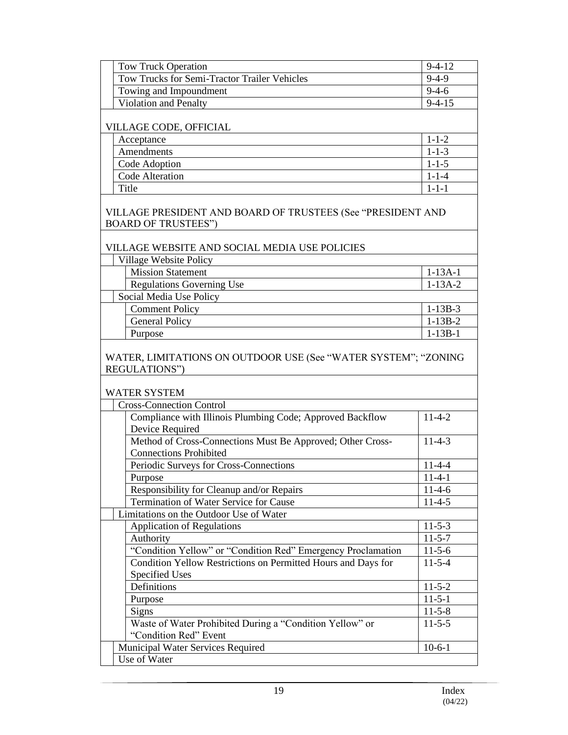| Topic | Section |
|---|---|
| Tow Truck Operation | 9-4-12 |
| Tow Trucks for Semi-Tractor Trailer Vehicles | 9-4-9 |
| Towing and Impoundment | 9-4-6 |
| Violation and Penalty | 9-4-15 |
| **VILLAGE CODE, OFFICIAL** | |
| Acceptance | 1-1-2 |
| Amendments | 1-1-3 |
| Code Adoption | 1-1-5 |
| Code Alteration | 1-1-4 |
| Title | 1-1-1 |
| **VILLAGE PRESIDENT AND BOARD OF TRUSTEES (See "PRESIDENT AND BOARD OF TRUSTEES")** | |
| **VILLAGE WEBSITE AND SOCIAL MEDIA USE POLICIES** | |
| Village Website Policy | |
| Mission Statement | 1-13A-1 |
| Regulations Governing Use | 1-13A-2 |
| Social Media Use Policy | |
| Comment Policy | 1-13B-3 |
| General Policy | 1-13B-2 |
| Purpose | 1-13B-1 |
| **WATER, LIMITATIONS ON OUTDOOR USE (See "WATER SYSTEM"; "ZONING REGULATIONS")** | |
| **WATER SYSTEM** | |
| Cross-Connection Control | |
| Compliance with Illinois Plumbing Code; Approved Backflow Device Required | 11-4-2 |
| Method of Cross-Connections Must Be Approved; Other Cross-Connections Prohibited | 11-4-3 |
| Periodic Surveys for Cross-Connections | 11-4-4 |
| Purpose | 11-4-1 |
| Responsibility for Cleanup and/or Repairs | 11-4-6 |
| Termination of Water Service for Cause | 11-4-5 |
| Limitations on the Outdoor Use of Water | |
| Application of Regulations | 11-5-3 |
| Authority | 11-5-7 |
| "Condition Yellow" or "Condition Red" Emergency Proclamation | 11-5-6 |
| Condition Yellow Restrictions on Permitted Hours and Days for Specified Uses | 11-5-4 |
| Definitions | 11-5-2 |
| Purpose | 11-5-1 |
| Signs | 11-5-8 |
| Waste of Water Prohibited During a "Condition Yellow" or "Condition Red" Event | 11-5-5 |
| Municipal Water Services Required | 10-6-1 |
| Use of Water | |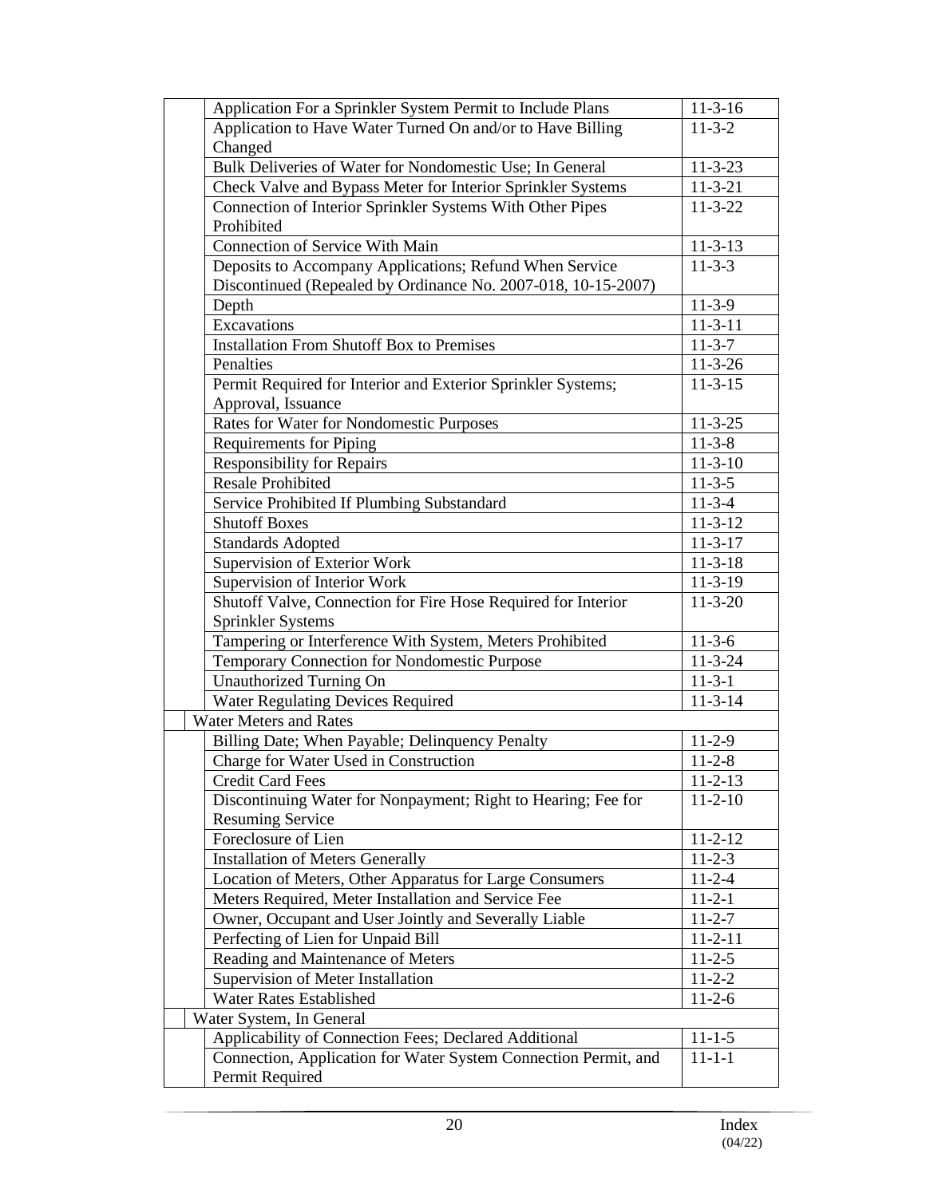| | | |
|---|---|---|
| | Application For a Sprinkler System Permit to Include Plans | 11-3-16 |
| | Application to Have Water Turned On and/or to Have Billing Changed | 11-3-2 |
| | Bulk Deliveries of Water for Nondomestic Use; In General | 11-3-23 |
| | Check Valve and Bypass Meter for Interior Sprinkler Systems | 11-3-21 |
| | Connection of Interior Sprinkler Systems With Other Pipes Prohibited | 11-3-22 |
| | Connection of Service With Main | 11-3-13 |
| | Deposits to Accompany Applications; Refund When Service Discontinued (Repealed by Ordinance No. 2007-018, 10-15-2007) | 11-3-3 |
| | Depth | 11-3-9 |
| | Excavations | 11-3-11 |
| | Installation From Shutoff Box to Premises | 11-3-7 |
| | Penalties | 11-3-26 |
| | Permit Required for Interior and Exterior Sprinkler Systems; Approval, Issuance | 11-3-15 |
| | Rates for Water for Nondomestic Purposes | 11-3-25 |
| | Requirements for Piping | 11-3-8 |
| | Responsibility for Repairs | 11-3-10 |
| | Resale Prohibited | 11-3-5 |
| | Service Prohibited If Plumbing Substandard | 11-3-4 |
| | Shutoff Boxes | 11-3-12 |
| | Standards Adopted | 11-3-17 |
| | Supervision of Exterior Work | 11-3-18 |
| | Supervision of Interior Work | 11-3-19 |
| | Shutoff Valve, Connection for Fire Hose Required for Interior Sprinkler Systems | 11-3-20 |
| | Tampering or Interference With System, Meters Prohibited | 11-3-6 |
| | Temporary Connection for Nondomestic Purpose | 11-3-24 |
| | Unauthorized Turning On | 11-3-1 |
| | Water Regulating Devices Required | 11-3-14 |
| Water Meters and Rates | | |
| | Billing Date; When Payable; Delinquency Penalty | 11-2-9 |
| | Charge for Water Used in Construction | 11-2-8 |
| | Credit Card Fees | 11-2-13 |
| | Discontinuing Water for Nonpayment; Right to Hearing; Fee for Resuming Service | 11-2-10 |
| | Foreclosure of Lien | 11-2-12 |
| | Installation of Meters Generally | 11-2-3 |
| | Location of Meters, Other Apparatus for Large Consumers | 11-2-4 |
| | Meters Required, Meter Installation and Service Fee | 11-2-1 |
| | Owner, Occupant and User Jointly and Severally Liable | 11-2-7 |
| | Perfecting of Lien for Unpaid Bill | 11-2-11 |
| | Reading and Maintenance of Meters | 11-2-5 |
| | Supervision of Meter Installation | 11-2-2 |
| | Water Rates Established | 11-2-6 |
| Water System, In General | | |
| | Applicability of Connection Fees; Declared Additional | 11-1-5 |
| | Connection, Application for Water System Connection Permit, and Permit Required | 11-1-1 |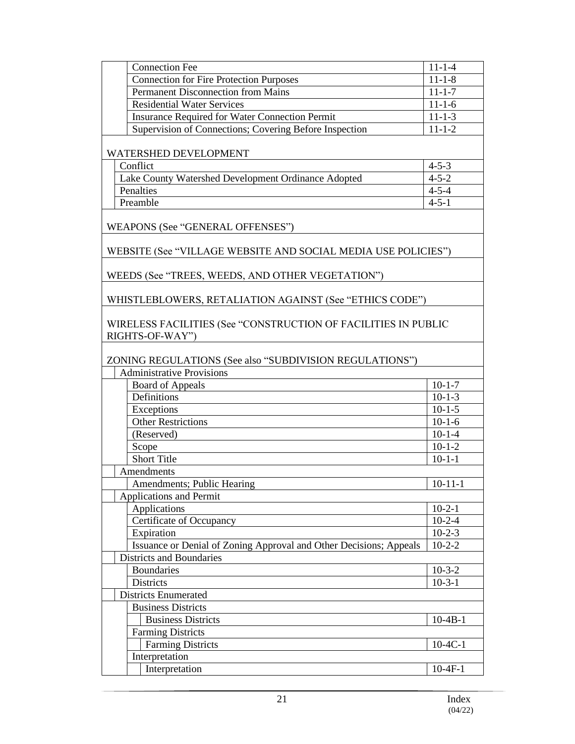| Entry | Section |
|---|---|
| Connection Fee | 11-1-4 |
| Connection for Fire Protection Purposes | 11-1-8 |
| Permanent Disconnection from Mains | 11-1-7 |
| Residential Water Services | 11-1-6 |
| Insurance Required for Water Connection Permit | 11-1-3 |
| Supervision of Connections; Covering Before Inspection | 11-1-2 |
| **WATERSHED DEVELOPMENT** | |
| Conflict | 4-5-3 |
| Lake County Watershed Development Ordinance Adopted | 4-5-2 |
| Penalties | 4-5-4 |
| Preamble | 4-5-1 |
| **WEAPONS (See "GENERAL OFFENSES")** | |
| **WEBSITE (See "VILLAGE WEBSITE AND SOCIAL MEDIA USE POLICIES")** | |
| **WEEDS (See "TREES, WEEDS, AND OTHER VEGETATION")** | |
| **WHISTLEBLOWERS, RETALIATION AGAINST (See "ETHICS CODE")** | |
| **WIRELESS FACILITIES (See "CONSTRUCTION OF FACILITIES IN PUBLIC RIGHTS-OF-WAY")** | |
| **ZONING REGULATIONS (See also "SUBDIVISION REGULATIONS")** | |
| Administrative Provisions | |
| Board of Appeals | 10-1-7 |
| Definitions | 10-1-3 |
| Exceptions | 10-1-5 |
| Other Restrictions | 10-1-6 |
| (Reserved) | 10-1-4 |
| Scope | 10-1-2 |
| Short Title | 10-1-1 |
| Amendments | |
| Amendments; Public Hearing | 10-11-1 |
| Applications and Permit | |
| Applications | 10-2-1 |
| Certificate of Occupancy | 10-2-4 |
| Expiration | 10-2-3 |
| Issuance or Denial of Zoning Approval and Other Decisions; Appeals | 10-2-2 |
| Districts and Boundaries | |
| Boundaries | 10-3-2 |
| Districts | 10-3-1 |
| Districts Enumerated | |
| Business Districts | |
| Business Districts | 10-4B-1 |
| Farming Districts | |
| Farming Districts | 10-4C-1 |
| Interpretation | |
| Interpretation | 10-4F-1 |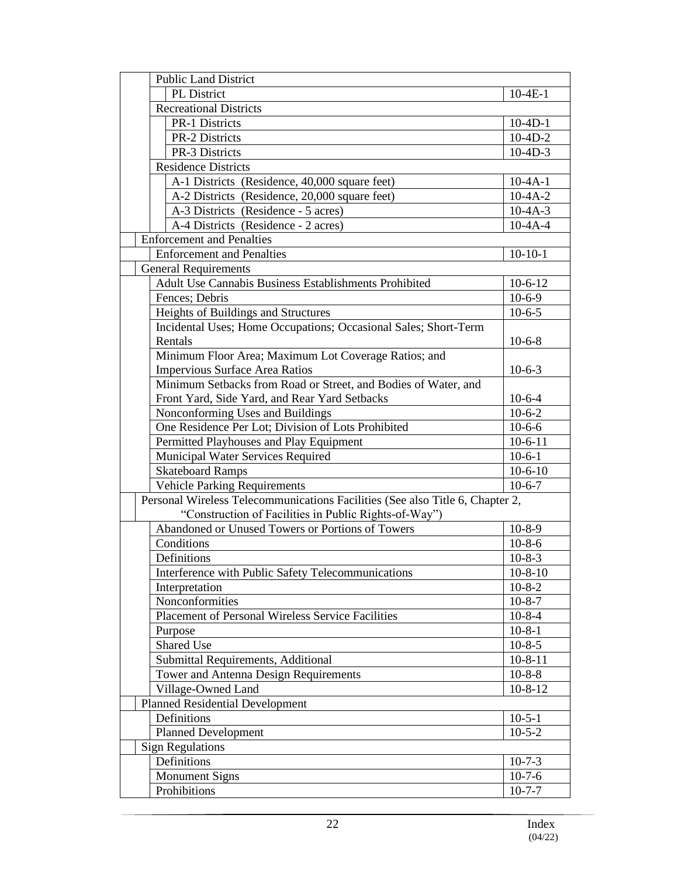| Entry | Section |
|---|---|
| Public Land District | |
| PL District | 10-4E-1 |
| Recreational Districts | |
| PR-1 Districts | 10-4D-1 |
| PR-2 Districts | 10-4D-2 |
| PR-3 Districts | 10-4D-3 |
| Residence Districts | |
| A-1 Districts (Residence, 40,000 square feet) | 10-4A-1 |
| A-2 Districts (Residence, 20,000 square feet) | 10-4A-2 |
| A-3 Districts (Residence - 5 acres) | 10-4A-3 |
| A-4 Districts (Residence - 2 acres) | 10-4A-4 |
| Enforcement and Penalties | |
| Enforcement and Penalties | 10-10-1 |
| General Requirements | |
| Adult Use Cannabis Business Establishments Prohibited | 10-6-12 |
| Fences; Debris | 10-6-9 |
| Heights of Buildings and Structures | 10-6-5 |
| Incidental Uses; Home Occupations; Occasional Sales; Short-Term Rentals | 10-6-8 |
| Minimum Floor Area; Maximum Lot Coverage Ratios; and Impervious Surface Area Ratios | 10-6-3 |
| Minimum Setbacks from Road or Street, and Bodies of Water, and Front Yard, Side Yard, and Rear Yard Setbacks | 10-6-4 |
| Nonconforming Uses and Buildings | 10-6-2 |
| One Residence Per Lot; Division of Lots Prohibited | 10-6-6 |
| Permitted Playhouses and Play Equipment | 10-6-11 |
| Municipal Water Services Required | 10-6-1 |
| Skateboard Ramps | 10-6-10 |
| Vehicle Parking Requirements | 10-6-7 |
| Personal Wireless Telecommunications Facilities (See also Title 6, Chapter 2, "Construction of Facilities in Public Rights-of-Way") | |
| Abandoned or Unused Towers or Portions of Towers | 10-8-9 |
| Conditions | 10-8-6 |
| Definitions | 10-8-3 |
| Interference with Public Safety Telecommunications | 10-8-10 |
| Interpretation | 10-8-2 |
| Nonconformities | 10-8-7 |
| Placement of Personal Wireless Service Facilities | 10-8-4 |
| Purpose | 10-8-1 |
| Shared Use | 10-8-5 |
| Submittal Requirements, Additional | 10-8-11 |
| Tower and Antenna Design Requirements | 10-8-8 |
| Village-Owned Land | 10-8-12 |
| Planned Residential Development | |
| Definitions | 10-5-1 |
| Planned Development | 10-5-2 |
| Sign Regulations | |
| Definitions | 10-7-3 |
| Monument Signs | 10-7-6 |
| Prohibitions | 10-7-7 |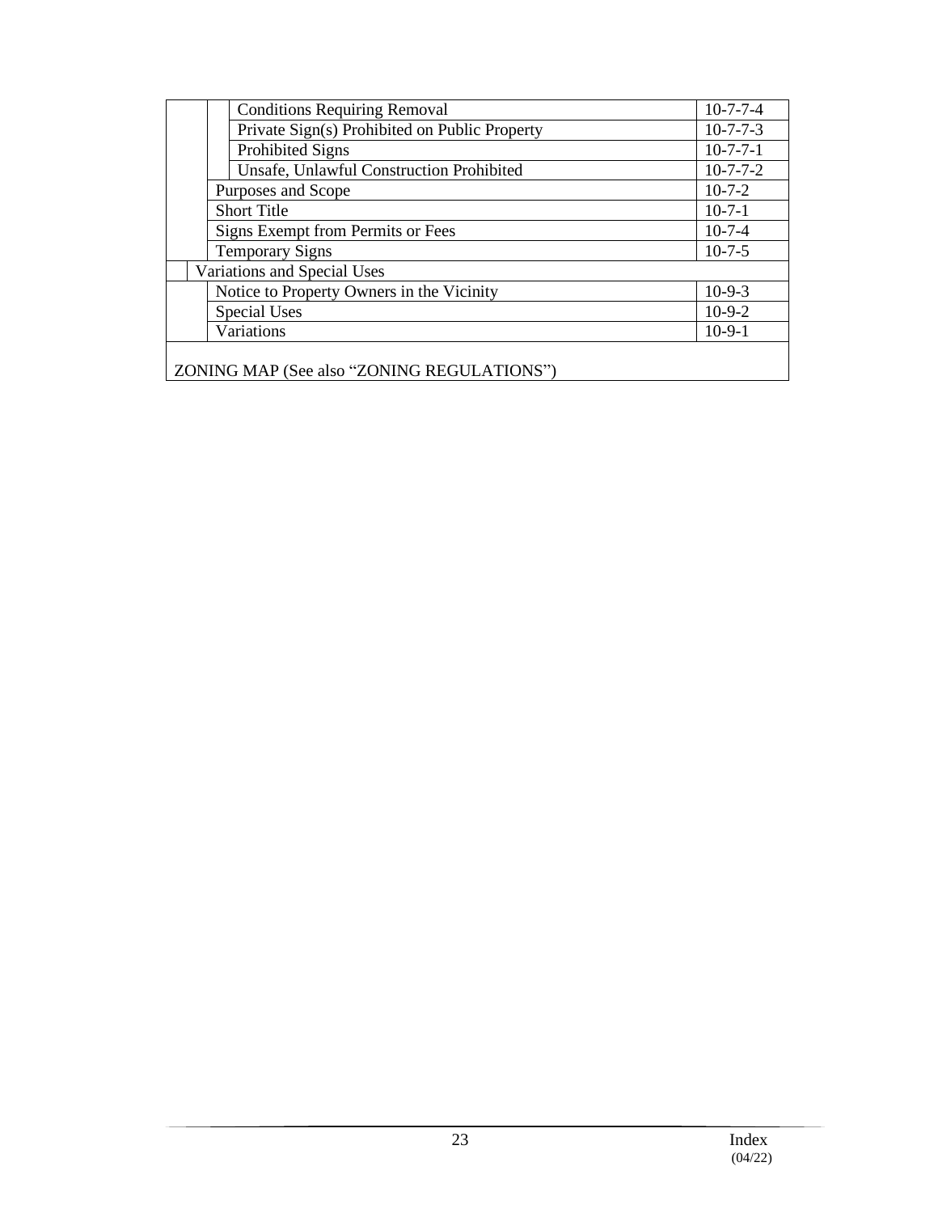| | |
|---|---|
| Conditions Requiring Removal | 10-7-7-4 |
| Private Sign(s) Prohibited on Public Property | 10-7-7-3 |
| Prohibited Signs | 10-7-7-1 |
| Unsafe, Unlawful Construction Prohibited | 10-7-7-2 |
| Purposes and Scope | 10-7-2 |
| Short Title | 10-7-1 |
| Signs Exempt from Permits or Fees | 10-7-4 |
| Temporary Signs | 10-7-5 |
| Variations and Special Uses | |
| Notice to Property Owners in the Vicinity | 10-9-3 |
| Special Uses | 10-9-2 |
| Variations | 10-9-1 |
| ZONING MAP (See also “ZONING REGULATIONS”) | |